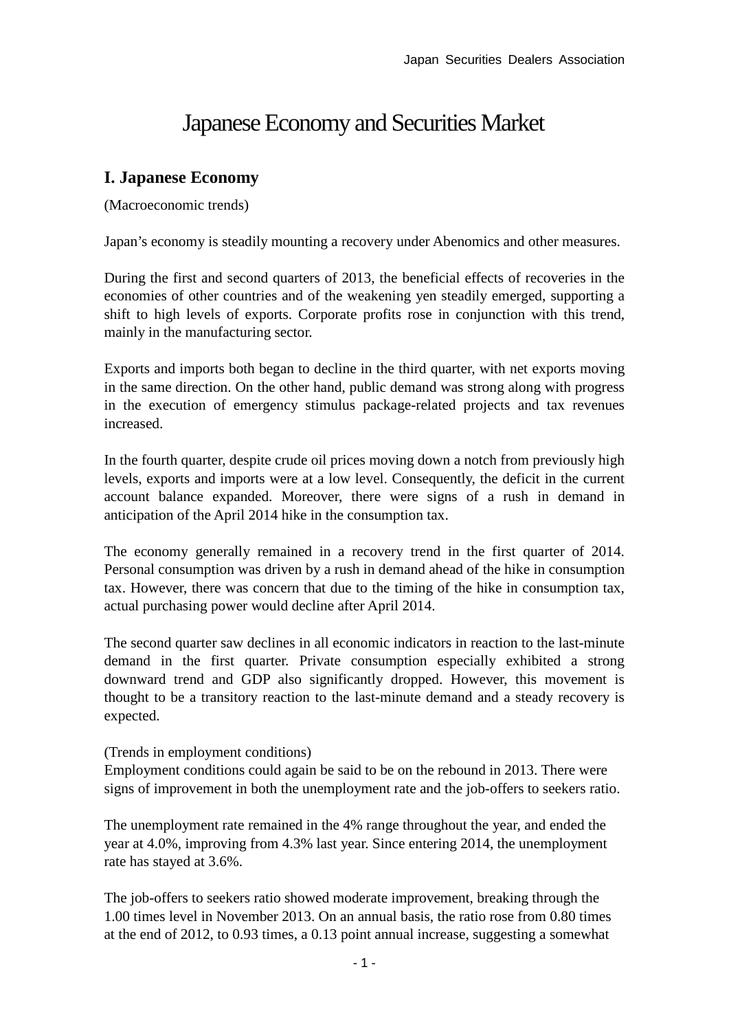# Japanese Economy and Securities Market

## I. Japanese Economy

(Macroeconomic trends)

Japan's economy is steadily mounting a recovery under Abenomics and other measures.

During the first and second quarters of 2013, the beneficial effects of recoveries in the economies of other countries and of the weakening yen steadily emerged, supporting a shift to high levels of exports. Corporate profits rose in conjunction with this trend, mainly in the manufacturing sector.

Exports and imports both began to decline in the third quarter, with net exports moving in the same direction. On the other hand, public demand was strong along with progress in the execution of emergency stimulus package-related projects and tax revenues increased.

In the fourth quarter, despite crude oil prices moving down a notch from previously high levels, exports and imports were at a low level. Consequently, the deficit in the current account balance expanded. Moreover, there were signs of a rush in demand in anticipation of the April 2014 hike in the consumption tax.

The economy generally remained in a recovery trend in the first quarter of 2014. Personal consumption was driven by a rush in demand ahead of the hike in consumption tax. However, there was concern that due to the timing of the hike in consumption tax, actual purchasing power would decline after April 2014.

The second quarter saw declines in all economic indicators in reaction to the last-minute demand in the first quarter. Private consumption especially exhibited a strong downward trend and GDP also significantly dropped. However, this movement is thought to be a transitory reaction to the last-minute demand and a steady recovery is expected.

(Trends in employment conditions)

Employment conditions could again be said to be on the rebound in 2013. There were signs of improvement in both the unemployment rate and the job-offers to seekers ratio.

The unemployment rate remained in the 4% range throughout the year, and ended the year at 4.0%, improving from 4.3% last year. Since entering 2014, the unemployment rate has stayed at 3.6%.

The job-offers to seekers ratio showed moderate improvement, breaking through the 1.00 times level in November 2013. On an annual basis, the ratio rose from 0.80 times at the end of 2012, to 0.93 times, a 0.13 point annual increase, suggesting a somewhat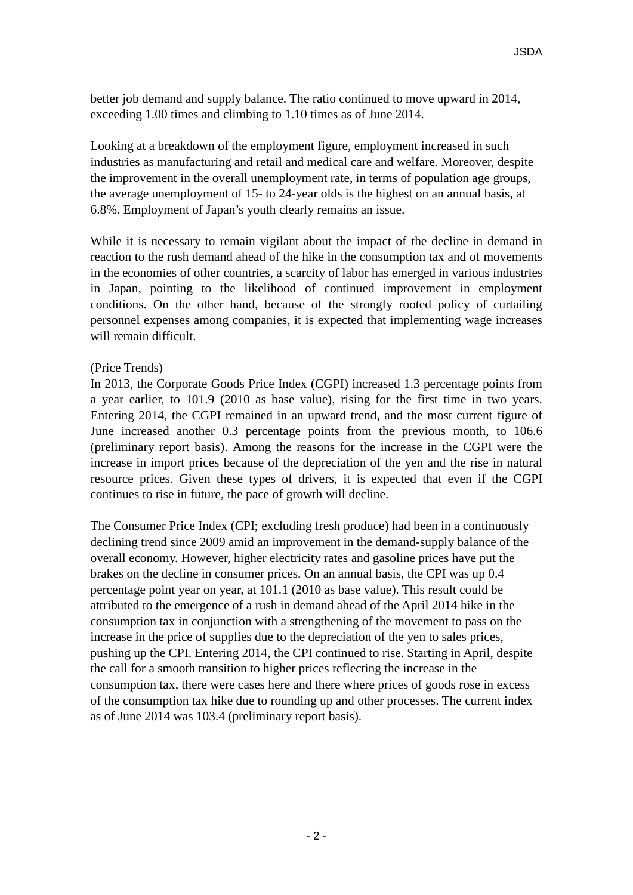better job demand and supply balance. The ratio continued to move upward in 2014, exceeding 1.00 times and climbing to 1.10 times as of June 2014.

Looking at a breakdown of the employment figure, employment increased in such industries as manufacturing and retail and medical care and welfare. Moreover, despite the improvement in the overall unemployment rate, in terms of population age groups, the average unemployment of 15- to 24-year olds is the highest on an annual basis, at 6.8%. Employment of Japan's youth clearly remains an issue.

While it is necessary to remain vigilant about the impact of the decline in demand in reaction to the rush demand ahead of the hike in the consumption tax and of movements in the economies of other countries, a scarcity of labor has emerged in various industries in Japan, pointing to the likelihood of continued improvement in employment conditions. On the other hand, because of the strongly rooted policy of curtailing personnel expenses among companies, it is expected that implementing wage increases will remain difficult.

(Price Trends)

In 2013, the Corporate Goods Price Index (CGPI) increased 1.3 percentage points from a year earlier, to 101.9 (2010 as base value), rising for the first time in two years. Entering 2014, the CGPI remained in an upward trend, and the most current figure of June increased another 0.3 percentage points from the previous month, to 106.6 (preliminary report basis). Among the reasons for the increase in the CGPI were the increase in import prices because of the depreciation of the yen and the rise in natural resource prices. Given these types of drivers, it is expected that even if the CGPI continues to rise in future, the pace of growth will decline.

The Consumer Price Index (CPI; excluding fresh produce) had been in a continuously declining trend since 2009 amid an improvement in the demand-supply balance of the overall economy. However, higher electricity rates and gasoline prices have put the brakes on the decline in consumer prices. On an annual basis, the CPI was up 0.4 percentage point year on year, at 101.1 (2010 as base value). This result could be attributed to the emergence of a rush in demand ahead of the April 2014 hike in the consumption tax in conjunction with a strengthening of the movement to pass on the increase in the price of supplies due to the depreciation of the yen to sales prices, pushing up the CPI. Entering 2014, the CPI continued to rise. Starting in April, despite the call for a smooth transition to higher prices reflecting the increase in the consumption tax, there were cases here and there where prices of goods rose in excess of the consumption tax hike due to rounding up and other processes. The current index as of June 2014 was 103.4 (preliminary report basis).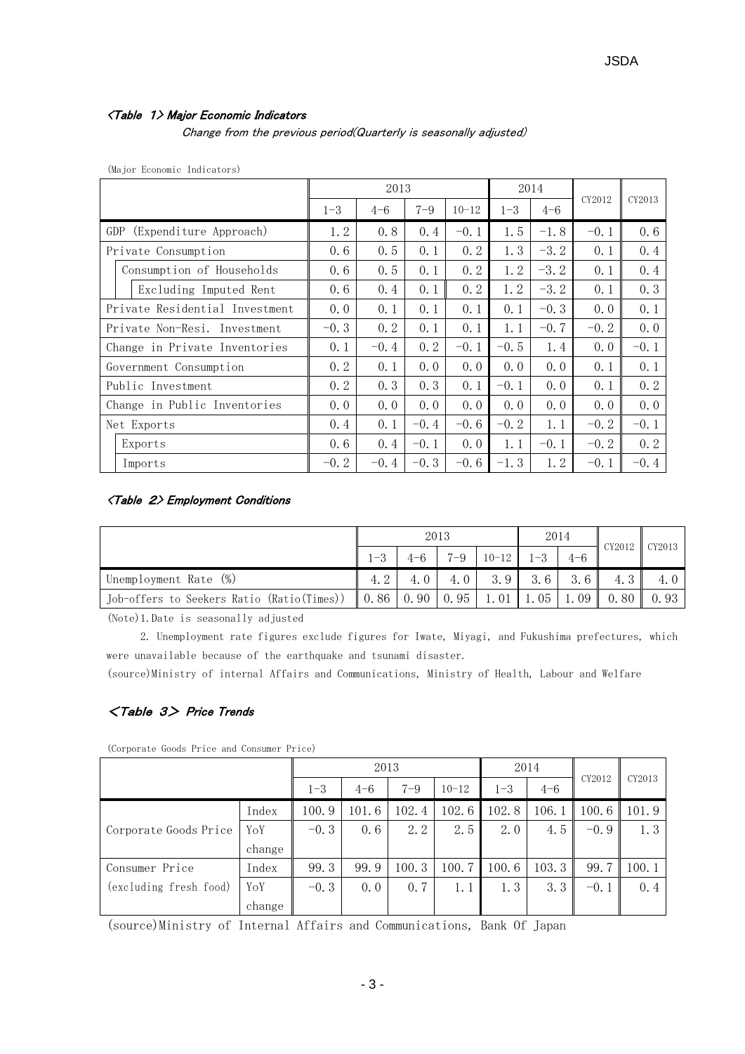### *<Table 1> Major Economic Indicators*

*Change from the previous period(Quarterly is seasonally adjusted)*

(Major Economic Indicators)

| | 2013 | | | | 2014 | | CY2012 | CY2013 |
|---|---|---|---|---|---|---|---|---|
| | 1-3 | 4-6 | 7-9 | 10-12 | 1-3 | 4-6 | | |
| GDP (Expenditure Approach) | 1.2 | 0.8 | 0.4 | -0.1 | 1.5 | -1.8 | -0.1 | 0.6 |
| Private Consumption | 0.6 | 0.5 | 0.1 | 0.2 | 1.3 | -3.2 | 0.1 | 0.4 |
| Consumption of Households | 0.6 | 0.5 | 0.1 | 0.2 | 1.2 | -3.2 | 0.1 | 0.4 |
| Excluding Imputed Rent | 0.6 | 0.4 | 0.1 | 0.2 | 1.2 | -3.2 | 0.1 | 0.3 |
| Private Residential Investment | 0.0 | 0.1 | 0.1 | 0.1 | 0.1 | -0.3 | 0.0 | 0.1 |
| Private Non-Resi. Investment | -0.3 | 0.2 | 0.1 | 0.1 | 1.1 | -0.7 | -0.2 | 0.0 |
| Change in Private Inventories | 0.1 | -0.4 | 0.2 | -0.1 | -0.5 | 1.4 | 0.0 | -0.1 |
| Government Consumption | 0.2 | 0.1 | 0.0 | 0.0 | 0.0 | 0.0 | 0.1 | 0.1 |
| Public Investment | 0.2 | 0.3 | 0.3 | 0.1 | -0.1 | 0.0 | 0.1 | 0.2 |
| Change in Public Inventories | 0.0 | 0.0 | 0.0 | 0.0 | 0.0 | 0.0 | 0.0 | 0.0 |
| Net Exports | 0.4 | 0.1 | -0.4 | -0.6 | -0.2 | 1.1 | -0.2 | -0.1 |
| Exports | 0.6 | 0.4 | -0.1 | 0.0 | 1.1 | -0.1 | -0.2 | 0.2 |
| Imports | -0.2 | -0.4 | -0.3 | -0.6 | -1.3 | 1.2 | -0.1 | -0.4 |

### *<Table 2> Employment Conditions*

| | 2013 | | | | 2014 | | CY2012 | CY2013 |
|---|---|---|---|---|---|---|---|---|
| | 1-3 | 4-6 | 7-9 | 10-12 | 1-3 | 4-6 | | |
| Unemployment Rate (%) | 4.2 | 4.0 | 4.0 | 3.9 | 3.6 | 3.6 | 4.3 | 4.0 |
| Job-offers to Seekers Ratio (Ratio(Times)) | 0.86 | 0.90 | 0.95 | 1.01 | 1.05 | 1.09 | 0.80 | 0.93 |

(Note)1.Date is seasonally adjusted

2. Unemployment rate figures exclude figures for Iwate, Miyagi, and Fukushima prefectures, which were unavailable because of the earthquake and tsunami disaster.

(source)Ministry of internal Affairs and Communications, Ministry of Health, Labour and Welfare

### *<Table 3> Price Trends*

(Corporate Goods Price and Consumer Price)

| | | 2013 | | | | 2014 | | CY2012 | CY2013 |
|---|---|---|---|---|---|---|---|---|---|
| | | 1-3 | 4-6 | 7-9 | 10-12 | 1-3 | 4-6 | | |
| Corporate Goods Price | Index | 100.9 | 101.6 | 102.4 | 102.6 | 102.8 | 106.1 | 100.6 | 101.9 |
| | YoY change | -0.3 | 0.6 | 2.2 | 2.5 | 2.0 | 4.5 | -0.9 | 1.3 |
| Consumer Price (excluding fresh food) | Index | 99.3 | 99.9 | 100.3 | 100.7 | 100.6 | 103.3 | 99.7 | 100.1 |
| | YoY change | -0.3 | 0.0 | 0.7 | 1.1 | 1.3 | 3.3 | -0.1 | 0.4 |

(source)Ministry of Internal Affairs and Communications, Bank Of Japan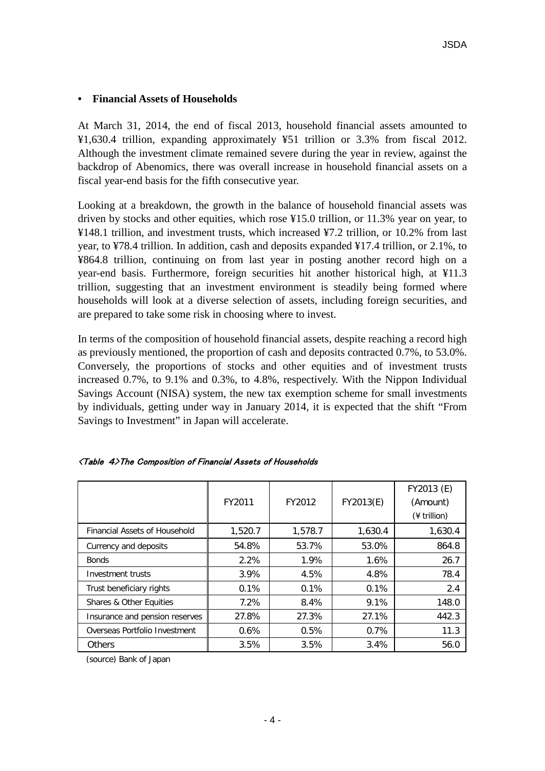- **Financial Assets of Households**

At March 31, 2014, the end of fiscal 2013, household financial assets amounted to ¥1,630.4 trillion, expanding approximately ¥51 trillion or 3.3% from fiscal 2012. Although the investment climate remained severe during the year in review, against the backdrop of Abenomics, there was overall increase in household financial assets on a fiscal year-end basis for the fifth consecutive year.

Looking at a breakdown, the growth in the balance of household financial assets was driven by stocks and other equities, which rose ¥15.0 trillion, or 11.3% year on year, to ¥148.1 trillion, and investment trusts, which increased ¥7.2 trillion, or 10.2% from last year, to ¥78.4 trillion. In addition, cash and deposits expanded ¥17.4 trillion, or 2.1%, to ¥864.8 trillion, continuing on from last year in posting another record high on a year-end basis. Furthermore, foreign securities hit another historical high, at ¥11.3 trillion, suggesting that an investment environment is steadily being formed where households will look at a diverse selection of assets, including foreign securities, and are prepared to take some risk in choosing where to invest.

In terms of the composition of household financial assets, despite reaching a record high as previously mentioned, the proportion of cash and deposits contracted 0.7%, to 53.0%. Conversely, the proportions of stocks and other equities and of investment trusts increased 0.7%, to 9.1% and 0.3%, to 4.8%, respectively. With the Nippon Individual Savings Account (NISA) system, the new tax exemption scheme for small investments by individuals, getting under way in January 2014, it is expected that the shift "From Savings to Investment" in Japan will accelerate.

*<Table 4>The Composition of Financial Assets of Households*

| | FY2011 | FY2012 | FY2013(E) | FY2013 (E) (Amount) (¥ trillion) |
|---|---|---|---|---|
| Financial Assets of Household | 1,520.7 | 1,578.7 | 1,630.4 | 1,630.4 |
| Currency and deposits | 54.8% | 53.7% | 53.0% | 864.8 |
| Bonds | 2.2% | 1.9% | 1.6% | 26.7 |
| Investment trusts | 3.9% | 4.5% | 4.8% | 78.4 |
| Trust beneficiary rights | 0.1% | 0.1% | 0.1% | 2.4 |
| Shares & Other Equities | 7.2% | 8.4% | 9.1% | 148.0 |
| Insurance and pension reserves | 27.8% | 27.3% | 27.1% | 442.3 |
| Overseas Portfolio Investment | 0.6% | 0.5% | 0.7% | 11.3 |
| Others | 3.5% | 3.5% | 3.4% | 56.0 |

(source) Bank of Japan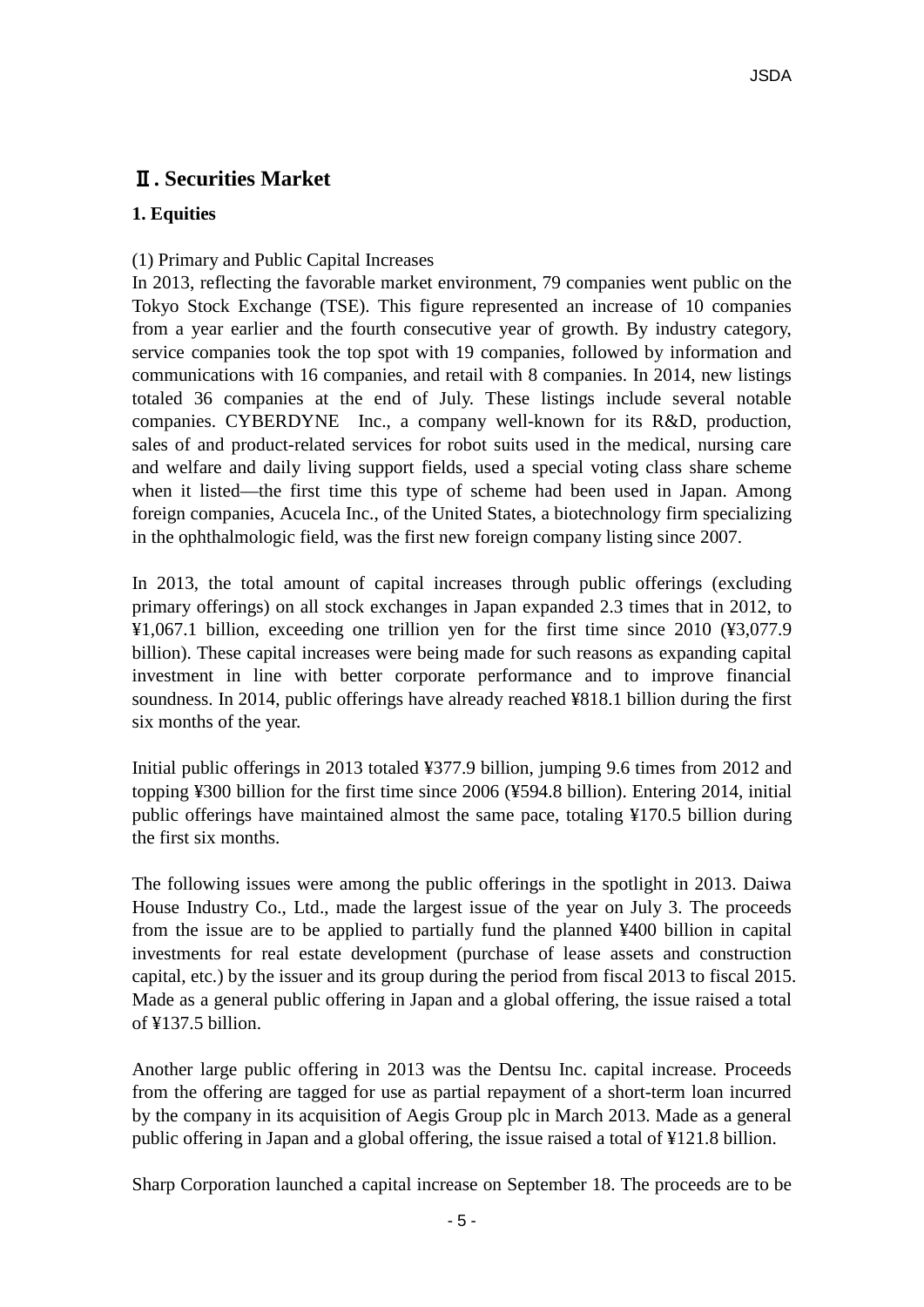# Ⅱ. Securities Market

## 1. Equities

(1) Primary and Public Capital Increases

In 2013, reflecting the favorable market environment, 79 companies went public on the Tokyo Stock Exchange (TSE). This figure represented an increase of 10 companies from a year earlier and the fourth consecutive year of growth. By industry category, service companies took the top spot with 19 companies, followed by information and communications with 16 companies, and retail with 8 companies. In 2014, new listings totaled 36 companies at the end of July. These listings include several notable companies. CYBERDYNE Inc., a company well-known for its R&D, production, sales of and product-related services for robot suits used in the medical, nursing care and welfare and daily living support fields, used a special voting class share scheme when it listed—the first time this type of scheme had been used in Japan. Among foreign companies, Acucela Inc., of the United States, a biotechnology firm specializing in the ophthalmologic field, was the first new foreign company listing since 2007.

In 2013, the total amount of capital increases through public offerings (excluding primary offerings) on all stock exchanges in Japan expanded 2.3 times that in 2012, to ¥1,067.1 billion, exceeding one trillion yen for the first time since 2010 (¥3,077.9 billion). These capital increases were being made for such reasons as expanding capital investment in line with better corporate performance and to improve financial soundness. In 2014, public offerings have already reached ¥818.1 billion during the first six months of the year.

Initial public offerings in 2013 totaled ¥377.9 billion, jumping 9.6 times from 2012 and topping ¥300 billion for the first time since 2006 (¥594.8 billion). Entering 2014, initial public offerings have maintained almost the same pace, totaling ¥170.5 billion during the first six months.

The following issues were among the public offerings in the spotlight in 2013. Daiwa House Industry Co., Ltd., made the largest issue of the year on July 3. The proceeds from the issue are to be applied to partially fund the planned ¥400 billion in capital investments for real estate development (purchase of lease assets and construction capital, etc.) by the issuer and its group during the period from fiscal 2013 to fiscal 2015. Made as a general public offering in Japan and a global offering, the issue raised a total of ¥137.5 billion.

Another large public offering in 2013 was the Dentsu Inc. capital increase. Proceeds from the offering are tagged for use as partial repayment of a short-term loan incurred by the company in its acquisition of Aegis Group plc in March 2013. Made as a general public offering in Japan and a global offering, the issue raised a total of ¥121.8 billion.

Sharp Corporation launched a capital increase on September 18. The proceeds are to be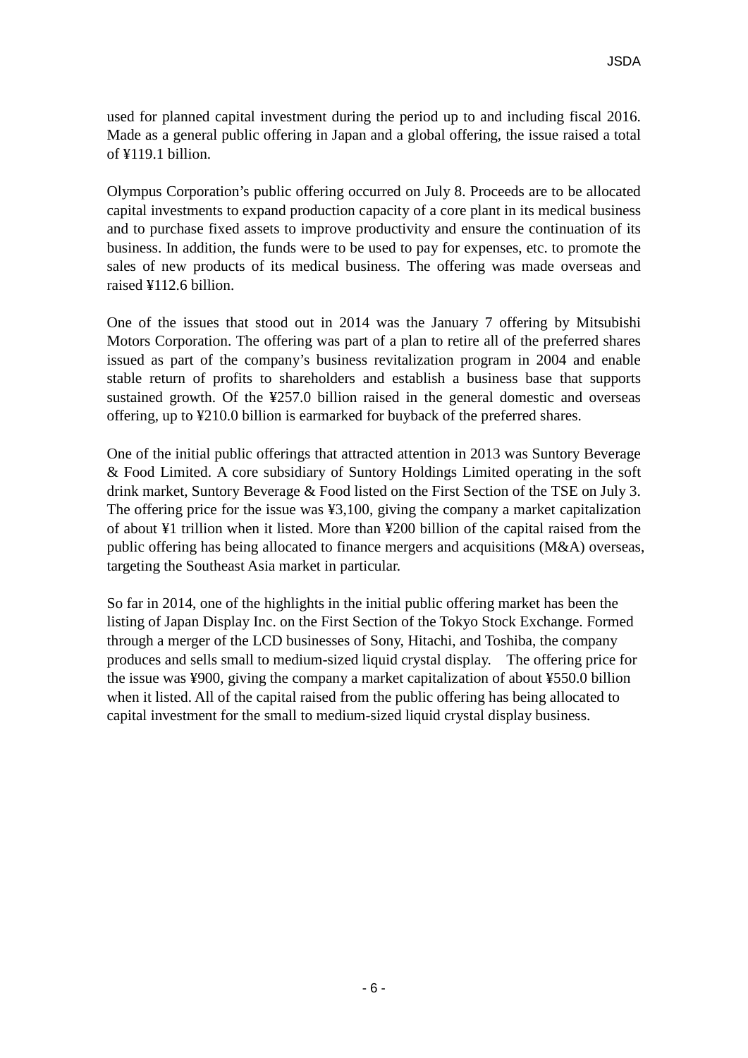used for planned capital investment during the period up to and including fiscal 2016. Made as a general public offering in Japan and a global offering, the issue raised a total of ¥119.1 billion.

Olympus Corporation’s public offering occurred on July 8. Proceeds are to be allocated capital investments to expand production capacity of a core plant in its medical business and to purchase fixed assets to improve productivity and ensure the continuation of its business. In addition, the funds were to be used to pay for expenses, etc. to promote the sales of new products of its medical business. The offering was made overseas and raised ¥112.6 billion.

One of the issues that stood out in 2014 was the January 7 offering by Mitsubishi Motors Corporation. The offering was part of a plan to retire all of the preferred shares issued as part of the company’s business revitalization program in 2004 and enable stable return of profits to shareholders and establish a business base that supports sustained growth. Of the ¥257.0 billion raised in the general domestic and overseas offering, up to ¥210.0 billion is earmarked for buyback of the preferred shares.

One of the initial public offerings that attracted attention in 2013 was Suntory Beverage & Food Limited. A core subsidiary of Suntory Holdings Limited operating in the soft drink market, Suntory Beverage & Food listed on the First Section of the TSE on July 3. The offering price for the issue was ¥3,100, giving the company a market capitalization of about ¥1 trillion when it listed. More than ¥200 billion of the capital raised from the public offering has being allocated to finance mergers and acquisitions (M&A) overseas, targeting the Southeast Asia market in particular.

So far in 2014, one of the highlights in the initial public offering market has been the listing of Japan Display Inc. on the First Section of the Tokyo Stock Exchange. Formed through a merger of the LCD businesses of Sony, Hitachi, and Toshiba, the company produces and sells small to medium-sized liquid crystal display. The offering price for the issue was ¥900, giving the company a market capitalization of about ¥550.0 billion when it listed. All of the capital raised from the public offering has being allocated to capital investment for the small to medium-sized liquid crystal display business.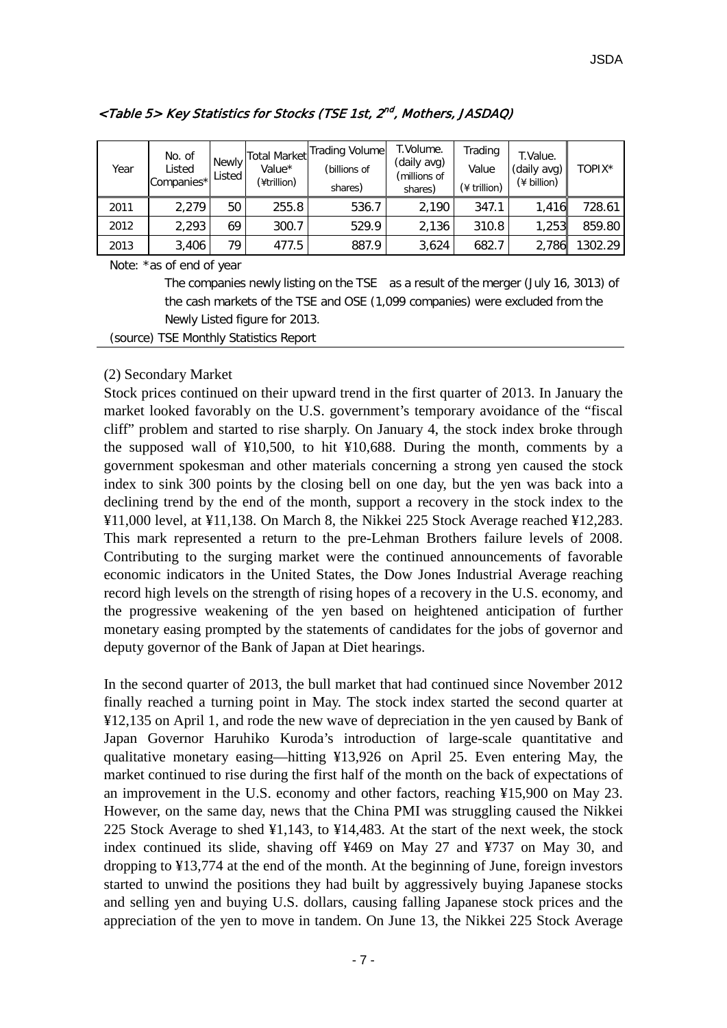### <Table 5> Key Statistics for Stocks (TSE 1st, 2nd, Mothers, JASDAQ)

| Year | No. of Listed Companies* | Newly Listed | Total Market Value* (¥trillion) | Trading Volume (billions of shares) | T.Volume. (daily avg) (millions of shares) | Trading Value (¥ trillion) | T.Value. (daily avg) (¥ billion) | TOPIX* |
|---|---|---|---|---|---|---|---|---|
| 2011 | 2,279 | 50 | 255.8 | 536.7 | 2,190 | 347.1 | 1,416 | 728.61 |
| 2012 | 2,293 | 69 | 300.7 | 529.9 | 2,136 | 310.8 | 1,253 | 859.80 |
| 2013 | 3,406 | 79 | 477.5 | 887.9 | 3,624 | 682.7 | 2,786 | 1302.29 |

Note: *as of end of year

The companies newly listing on the TSE as a result of the merger (July 16, 3013) of the cash markets of the TSE and OSE (1,099 companies) were excluded from the Newly Listed figure for 2013.

(source) TSE Monthly Statistics Report

(2) Secondary Market

Stock prices continued on their upward trend in the first quarter of 2013. In January the market looked favorably on the U.S. government's temporary avoidance of the "fiscal cliff" problem and started to rise sharply. On January 4, the stock index broke through the supposed wall of ¥10,500, to hit ¥10,688. During the month, comments by a government spokesman and other materials concerning a strong yen caused the stock index to sink 300 points by the closing bell on one day, but the yen was back into a declining trend by the end of the month, support a recovery in the stock index to the ¥11,000 level, at ¥11,138. On March 8, the Nikkei 225 Stock Average reached ¥12,283. This mark represented a return to the pre-Lehman Brothers failure levels of 2008. Contributing to the surging market were the continued announcements of favorable economic indicators in the United States, the Dow Jones Industrial Average reaching record high levels on the strength of rising hopes of a recovery in the U.S. economy, and the progressive weakening of the yen based on heightened anticipation of further monetary easing prompted by the statements of candidates for the jobs of governor and deputy governor of the Bank of Japan at Diet hearings.

In the second quarter of 2013, the bull market that had continued since November 2012 finally reached a turning point in May. The stock index started the second quarter at ¥12,135 on April 1, and rode the new wave of depreciation in the yen caused by Bank of Japan Governor Haruhiko Kuroda's introduction of large-scale quantitative and qualitative monetary easing—hitting ¥13,926 on April 25. Even entering May, the market continued to rise during the first half of the month on the back of expectations of an improvement in the U.S. economy and other factors, reaching ¥15,900 on May 23. However, on the same day, news that the China PMI was struggling caused the Nikkei 225 Stock Average to shed ¥1,143, to ¥14,483. At the start of the next week, the stock index continued its slide, shaving off ¥469 on May 27 and ¥737 on May 30, and dropping to ¥13,774 at the end of the month. At the beginning of June, foreign investors started to unwind the positions they had built by aggressively buying Japanese stocks and selling yen and buying U.S. dollars, causing falling Japanese stock prices and the appreciation of the yen to move in tandem. On June 13, the Nikkei 225 Stock Average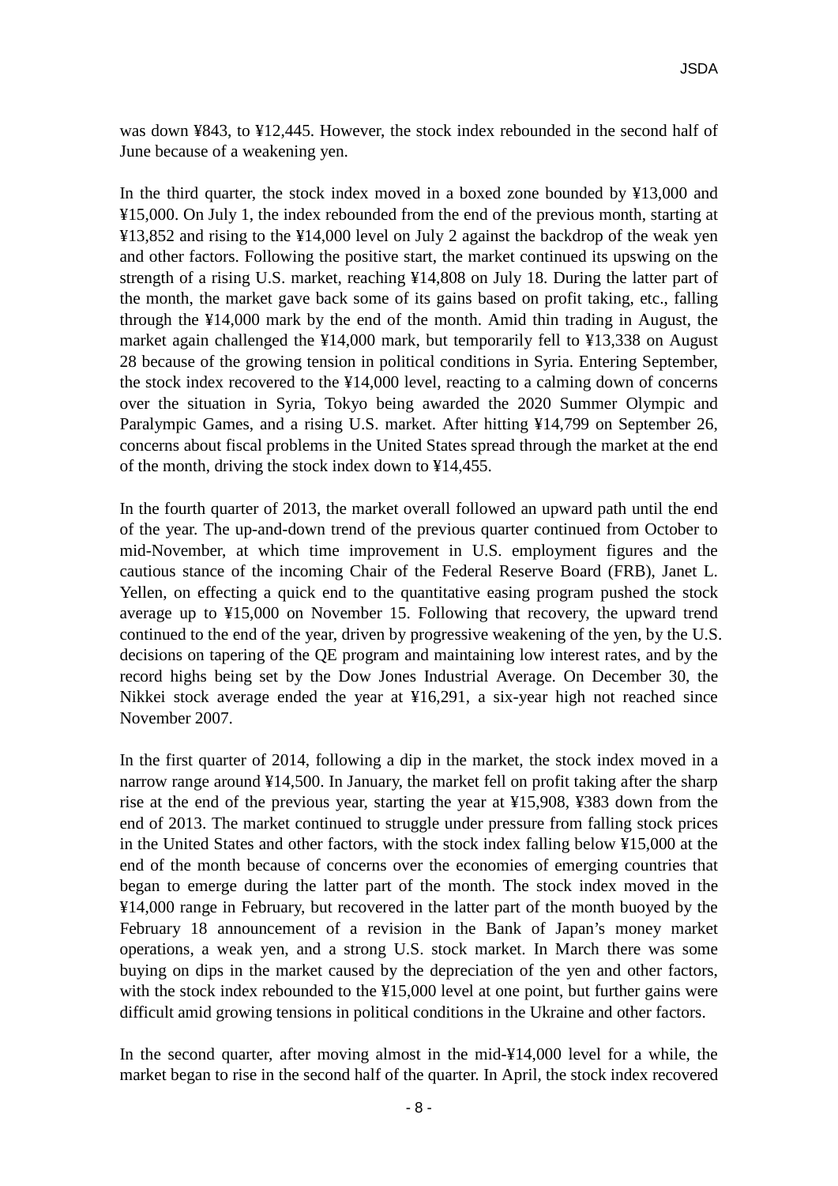was down ¥843, to ¥12,445. However, the stock index rebounded in the second half of June because of a weakening yen.

In the third quarter, the stock index moved in a boxed zone bounded by ¥13,000 and ¥15,000. On July 1, the index rebounded from the end of the previous month, starting at ¥13,852 and rising to the ¥14,000 level on July 2 against the backdrop of the weak yen and other factors. Following the positive start, the market continued its upswing on the strength of a rising U.S. market, reaching ¥14,808 on July 18. During the latter part of the month, the market gave back some of its gains based on profit taking, etc., falling through the ¥14,000 mark by the end of the month. Amid thin trading in August, the market again challenged the ¥14,000 mark, but temporarily fell to ¥13,338 on August 28 because of the growing tension in political conditions in Syria. Entering September, the stock index recovered to the ¥14,000 level, reacting to a calming down of concerns over the situation in Syria, Tokyo being awarded the 2020 Summer Olympic and Paralympic Games, and a rising U.S. market. After hitting ¥14,799 on September 26, concerns about fiscal problems in the United States spread through the market at the end of the month, driving the stock index down to ¥14,455.

In the fourth quarter of 2013, the market overall followed an upward path until the end of the year. The up-and-down trend of the previous quarter continued from October to mid-November, at which time improvement in U.S. employment figures and the cautious stance of the incoming Chair of the Federal Reserve Board (FRB), Janet L. Yellen, on effecting a quick end to the quantitative easing program pushed the stock average up to ¥15,000 on November 15. Following that recovery, the upward trend continued to the end of the year, driven by progressive weakening of the yen, by the U.S. decisions on tapering of the QE program and maintaining low interest rates, and by the record highs being set by the Dow Jones Industrial Average. On December 30, the Nikkei stock average ended the year at ¥16,291, a six-year high not reached since November 2007.

In the first quarter of 2014, following a dip in the market, the stock index moved in a narrow range around ¥14,500. In January, the market fell on profit taking after the sharp rise at the end of the previous year, starting the year at ¥15,908, ¥383 down from the end of 2013. The market continued to struggle under pressure from falling stock prices in the United States and other factors, with the stock index falling below ¥15,000 at the end of the month because of concerns over the economies of emerging countries that began to emerge during the latter part of the month. The stock index moved in the ¥14,000 range in February, but recovered in the latter part of the month buoyed by the February 18 announcement of a revision in the Bank of Japan's money market operations, a weak yen, and a strong U.S. stock market. In March there was some buying on dips in the market caused by the depreciation of the yen and other factors, with the stock index rebounded to the ¥15,000 level at one point, but further gains were difficult amid growing tensions in political conditions in the Ukraine and other factors.

In the second quarter, after moving almost in the mid-¥14,000 level for a while, the market began to rise in the second half of the quarter. In April, the stock index recovered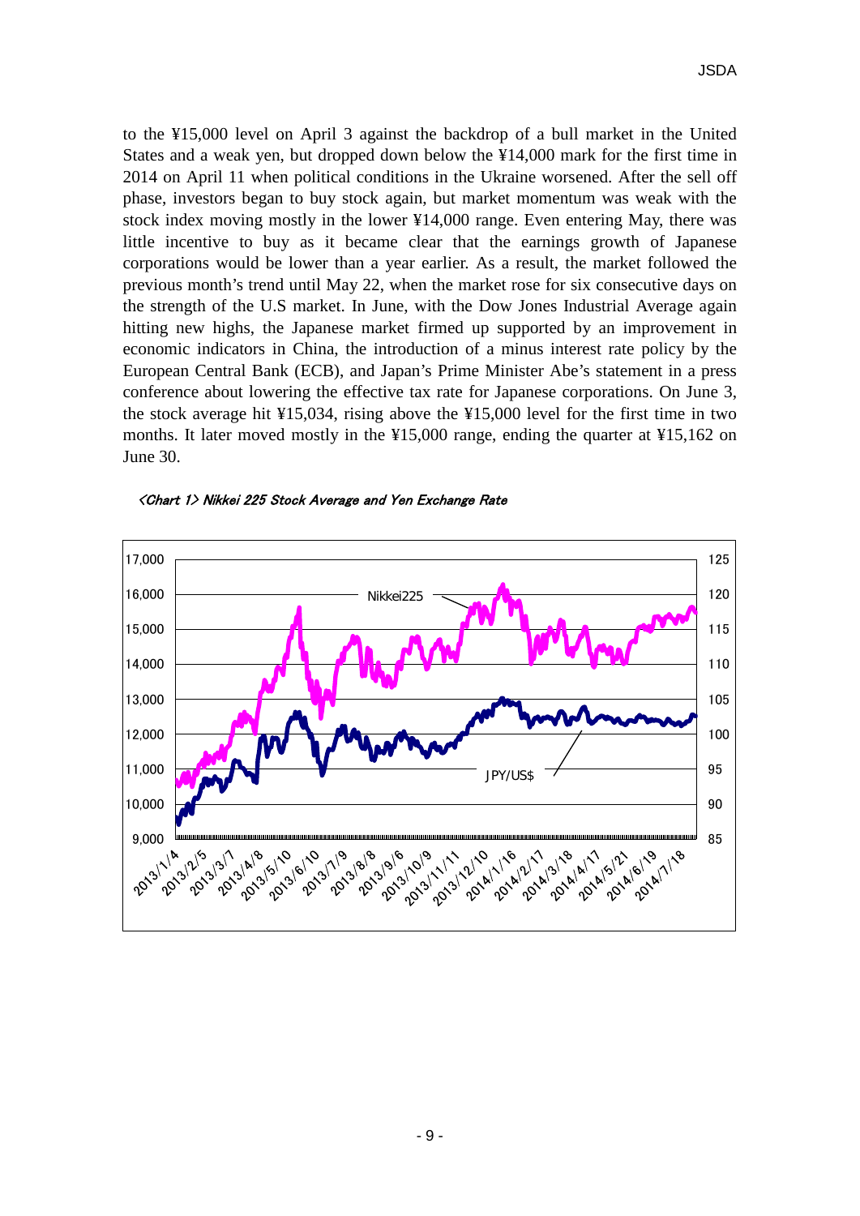to the ¥15,000 level on April 3 against the backdrop of a bull market in the United States and a weak yen, but dropped down below the ¥14,000 mark for the first time in 2014 on April 11 when political conditions in the Ukraine worsened. After the sell off phase, investors began to buy stock again, but market momentum was weak with the stock index moving mostly in the lower ¥14,000 range. Even entering May, there was little incentive to buy as it became clear that the earnings growth of Japanese corporations would be lower than a year earlier. As a result, the market followed the previous month's trend until May 22, when the market rose for six consecutive days on the strength of the U.S market. In June, with the Dow Jones Industrial Average again hitting new highs, the Japanese market firmed up supported by an improvement in economic indicators in China, the introduction of a minus interest rate policy by the European Central Bank (ECB), and Japan's Prime Minister Abe's statement in a press conference about lowering the effective tax rate for Japanese corporations. On June 3, the stock average hit ¥15,034, rising above the ¥15,000 level for the first time in two months. It later moved mostly in the ¥15,000 range, ending the quarter at ¥15,162 on June 30.

*<Chart 1> Nikkei 225 Stock Average and Yen Exchange Rate*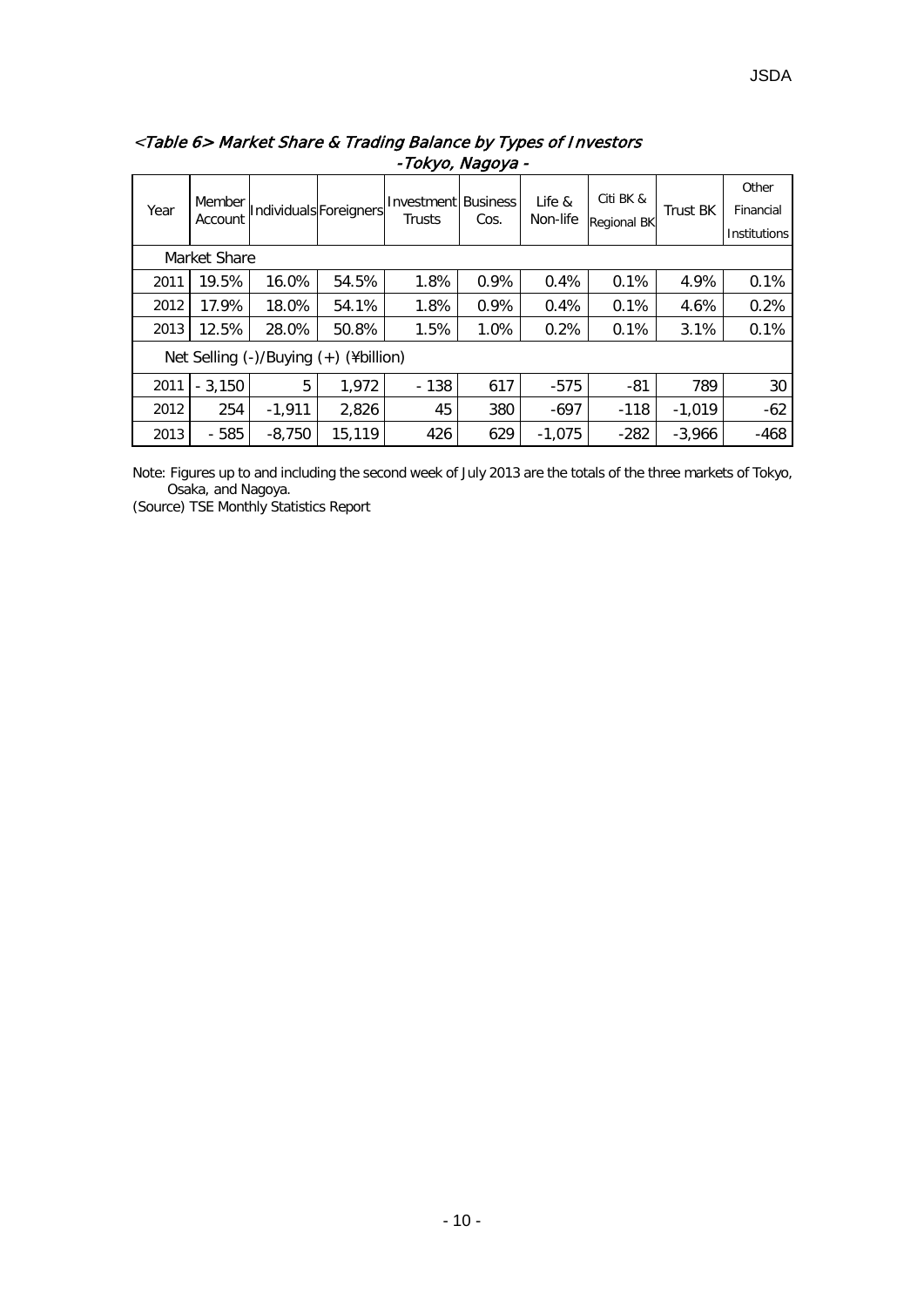*<Table 6> Market Share & Trading Balance by Types of Investors -Tokyo, Nagoya -*

| Year | Member Account | Individuals | Foreigners | Investment Trusts | Business Cos. | Life & Non-life | Citi BK & Regional BK | Trust BK | Other Financial Institutions |
|---|---|---|---|---|---|---|---|---|---|
| Market Share | | | | | | | | | |
| 2011 | 19.5% | 16.0% | 54.5% | 1.8% | 0.9% | 0.4% | 0.1% | 4.9% | 0.1% |
| 2012 | 17.9% | 18.0% | 54.1% | 1.8% | 0.9% | 0.4% | 0.1% | 4.6% | 0.2% |
| 2013 | 12.5% | 28.0% | 50.8% | 1.5% | 1.0% | 0.2% | 0.1% | 3.1% | 0.1% |
| Net Selling (-)/Buying (+) (¥billion) | | | | | | | | | |
| 2011 | - 3,150 | 5 | 1,972 | - 138 | 617 | -575 | -81 | 789 | 30 |
| 2012 | 254 | -1,911 | 2,826 | 45 | 380 | -697 | -118 | -1,019 | -62 |
| 2013 | - 585 | -8,750 | 15,119 | 426 | 629 | -1,075 | -282 | -3,966 | -468 |

Note: Figures up to and including the second week of July 2013 are the totals of the three markets of Tokyo, Osaka, and Nagoya.

(Source) TSE Monthly Statistics Report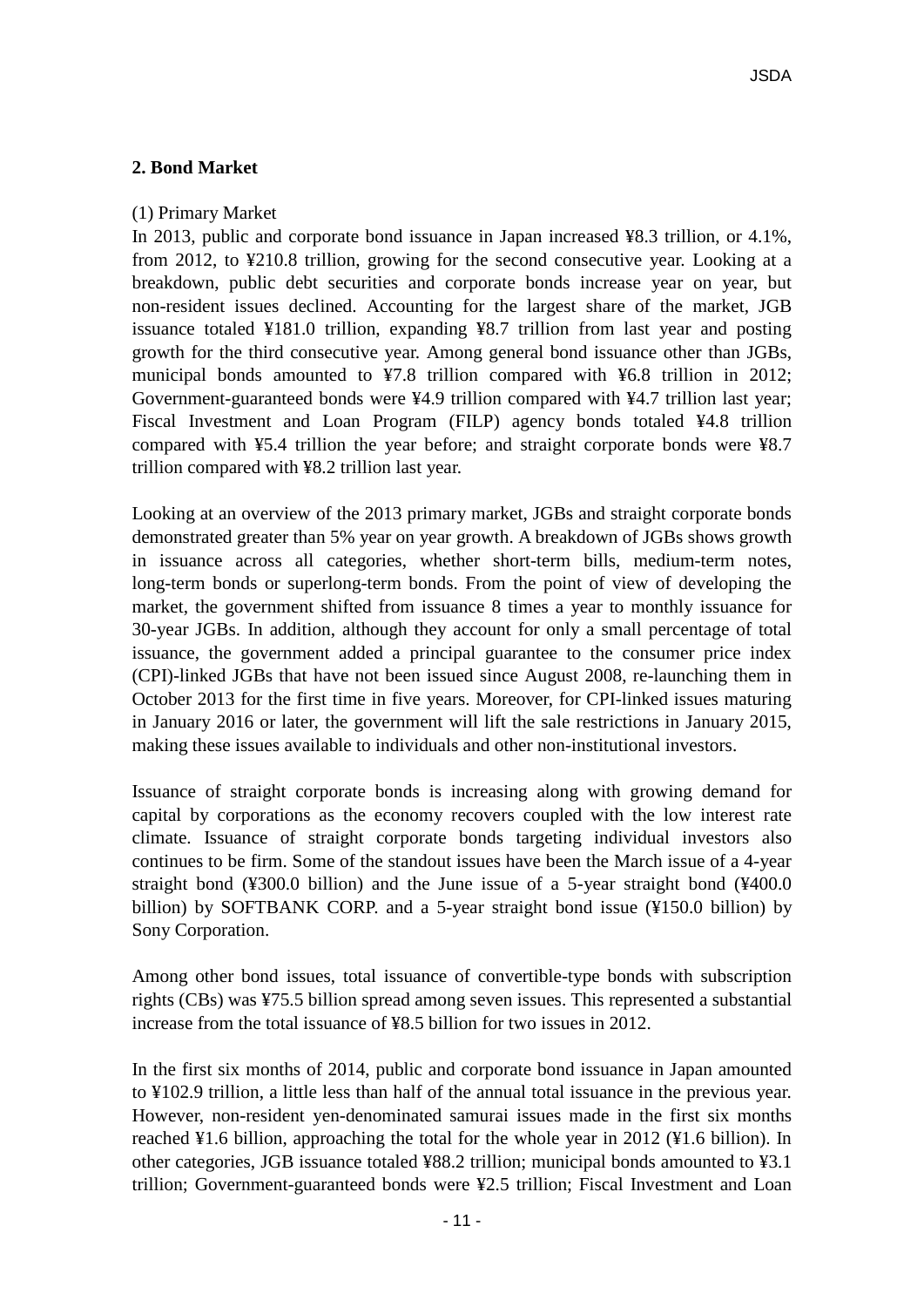## 2. Bond Market

(1) Primary Market

In 2013, public and corporate bond issuance in Japan increased ¥8.3 trillion, or 4.1%, from 2012, to ¥210.8 trillion, growing for the second consecutive year. Looking at a breakdown, public debt securities and corporate bonds increase year on year, but non-resident issues declined. Accounting for the largest share of the market, JGB issuance totaled ¥181.0 trillion, expanding ¥8.7 trillion from last year and posting growth for the third consecutive year. Among general bond issuance other than JGBs, municipal bonds amounted to ¥7.8 trillion compared with ¥6.8 trillion in 2012; Government-guaranteed bonds were ¥4.9 trillion compared with ¥4.7 trillion last year; Fiscal Investment and Loan Program (FILP) agency bonds totaled ¥4.8 trillion compared with ¥5.4 trillion the year before; and straight corporate bonds were ¥8.7 trillion compared with ¥8.2 trillion last year.

Looking at an overview of the 2013 primary market, JGBs and straight corporate bonds demonstrated greater than 5% year on year growth. A breakdown of JGBs shows growth in issuance across all categories, whether short-term bills, medium-term notes, long-term bonds or superlong-term bonds. From the point of view of developing the market, the government shifted from issuance 8 times a year to monthly issuance for 30-year JGBs. In addition, although they account for only a small percentage of total issuance, the government added a principal guarantee to the consumer price index (CPI)-linked JGBs that have not been issued since August 2008, re-launching them in October 2013 for the first time in five years. Moreover, for CPI-linked issues maturing in January 2016 or later, the government will lift the sale restrictions in January 2015, making these issues available to individuals and other non-institutional investors.

Issuance of straight corporate bonds is increasing along with growing demand for capital by corporations as the economy recovers coupled with the low interest rate climate. Issuance of straight corporate bonds targeting individual investors also continues to be firm. Some of the standout issues have been the March issue of a 4-year straight bond (¥300.0 billion) and the June issue of a 5-year straight bond (¥400.0 billion) by SOFTBANK CORP. and a 5-year straight bond issue (¥150.0 billion) by Sony Corporation.

Among other bond issues, total issuance of convertible-type bonds with subscription rights (CBs) was ¥75.5 billion spread among seven issues. This represented a substantial increase from the total issuance of ¥8.5 billion for two issues in 2012.

In the first six months of 2014, public and corporate bond issuance in Japan amounted to ¥102.9 trillion, a little less than half of the annual total issuance in the previous year. However, non-resident yen-denominated samurai issues made in the first six months reached ¥1.6 billion, approaching the total for the whole year in 2012 (¥1.6 billion). In other categories, JGB issuance totaled ¥88.2 trillion; municipal bonds amounted to ¥3.1 trillion; Government-guaranteed bonds were ¥2.5 trillion; Fiscal Investment and Loan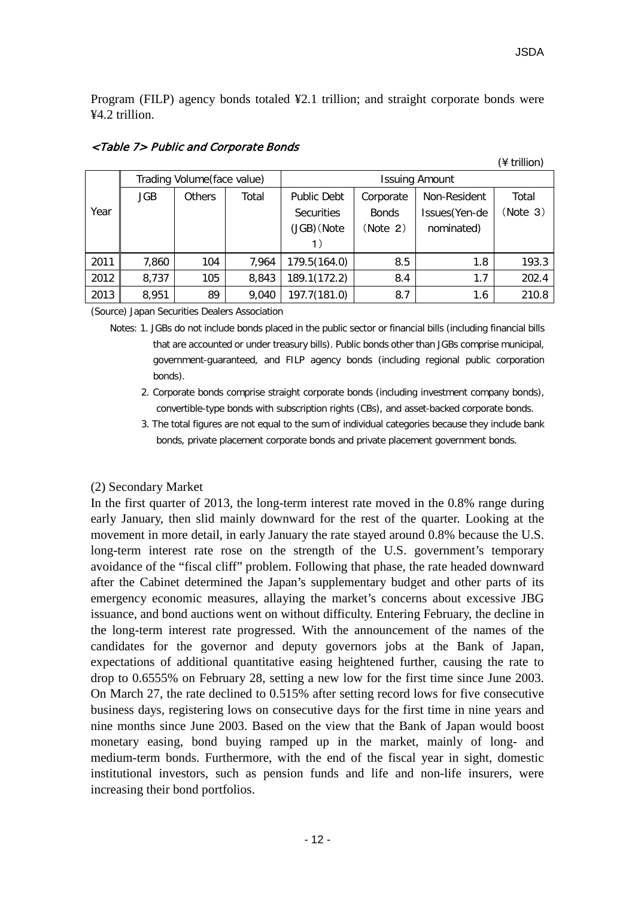Program (FILP) agency bonds totaled ¥2.1 trillion; and straight corporate bonds were ¥4.2 trillion.

*<Table 7> Public and Corporate Bonds*

(¥ trillion)

| Year | Trading Volume(face value) | | | Issuing Amount | | | |
|---|---|---|---|---|---|---|---|
| | JGB | Others | Total | Public Debt Securities (JGB)(Note 1) | Corporate Bonds (Note 2) | Non-Resident Issues(Yen-denominated) | Total (Note 3) |
| 2011 | 7,860 | 104 | 7,964 | 179.5(164.0) | 8.5 | 1.8 | 193.3 |
| 2012 | 8,737 | 105 | 8,843 | 189.1(172.2) | 8.4 | 1.7 | 202.4 |
| 2013 | 8,951 | 89 | 9,040 | 197.7(181.0) | 8.7 | 1.6 | 210.8 |

(Source) Japan Securities Dealers Association

Notes: 1. JGBs do not include bonds placed in the public sector or financial bills (including financial bills that are accounted or under treasury bills). Public bonds other than JGBs comprise municipal, government-guaranteed, and FILP agency bonds (including regional public corporation bonds).

2. Corporate bonds comprise straight corporate bonds (including investment company bonds), convertible-type bonds with subscription rights (CBs), and asset-backed corporate bonds.

3. The total figures are not equal to the sum of individual categories because they include bank bonds, private placement corporate bonds and private placement government bonds.

(2) Secondary Market

In the first quarter of 2013, the long-term interest rate moved in the 0.8% range during early January, then slid mainly downward for the rest of the quarter. Looking at the movement in more detail, in early January the rate stayed around 0.8% because the U.S. long-term interest rate rose on the strength of the U.S. government's temporary avoidance of the "fiscal cliff" problem. Following that phase, the rate headed downward after the Cabinet determined the Japan's supplementary budget and other parts of its emergency economic measures, allaying the market's concerns about excessive JBG issuance, and bond auctions went on without difficulty. Entering February, the decline in the long-term interest rate progressed. With the announcement of the names of the candidates for the governor and deputy governors jobs at the Bank of Japan, expectations of additional quantitative easing heightened further, causing the rate to drop to 0.6555% on February 28, setting a new low for the first time since June 2003. On March 27, the rate declined to 0.515% after setting record lows for five consecutive business days, registering lows on consecutive days for the first time in nine years and nine months since June 2003. Based on the view that the Bank of Japan would boost monetary easing, bond buying ramped up in the market, mainly of long- and medium-term bonds. Furthermore, with the end of the fiscal year in sight, domestic institutional investors, such as pension funds and life and non-life insurers, were increasing their bond portfolios.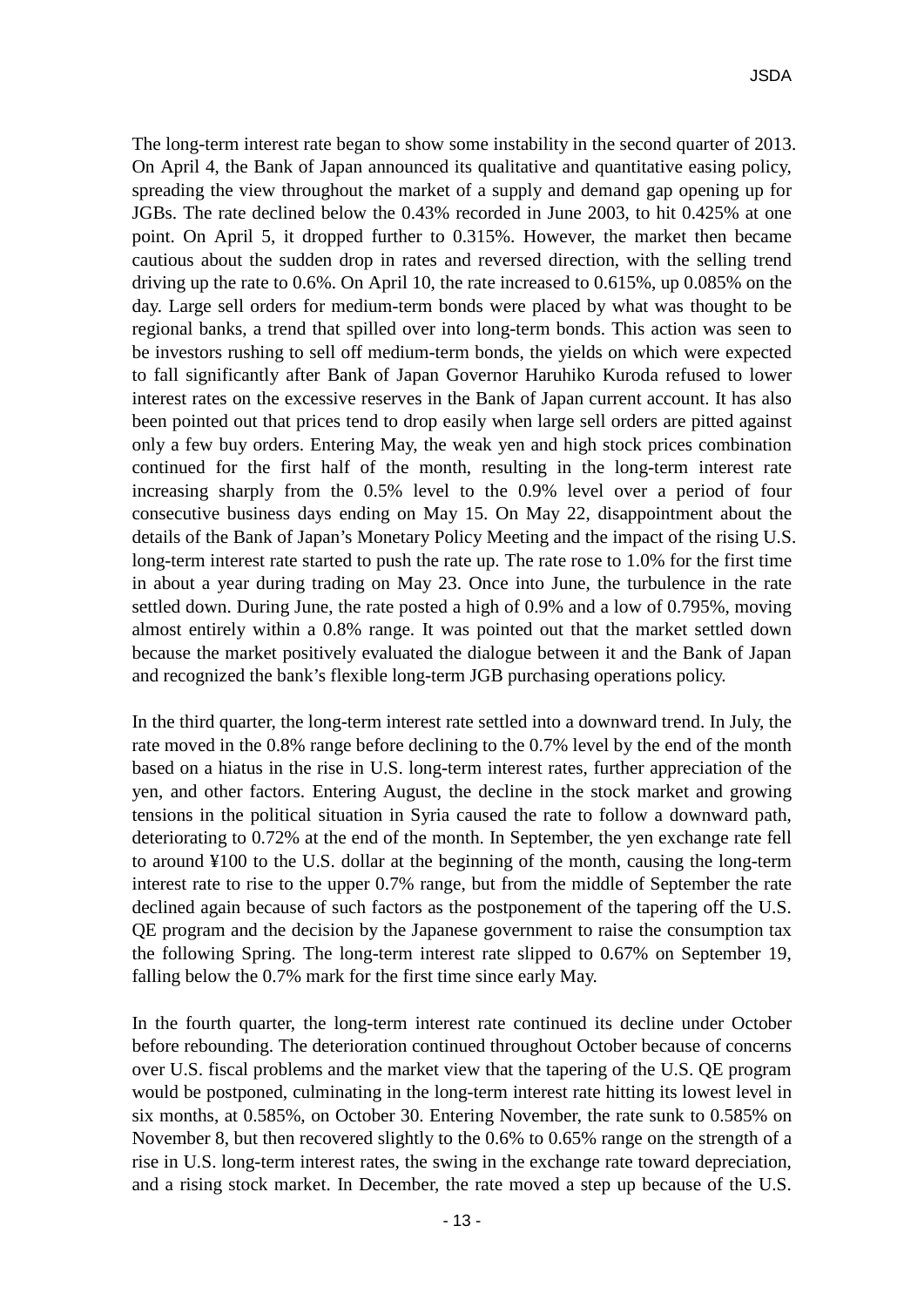The long-term interest rate began to show some instability in the second quarter of 2013. On April 4, the Bank of Japan announced its qualitative and quantitative easing policy, spreading the view throughout the market of a supply and demand gap opening up for JGBs. The rate declined below the 0.43% recorded in June 2003, to hit 0.425% at one point. On April 5, it dropped further to 0.315%. However, the market then became cautious about the sudden drop in rates and reversed direction, with the selling trend driving up the rate to 0.6%. On April 10, the rate increased to 0.615%, up 0.085% on the day. Large sell orders for medium-term bonds were placed by what was thought to be regional banks, a trend that spilled over into long-term bonds. This action was seen to be investors rushing to sell off medium-term bonds, the yields on which were expected to fall significantly after Bank of Japan Governor Haruhiko Kuroda refused to lower interest rates on the excessive reserves in the Bank of Japan current account. It has also been pointed out that prices tend to drop easily when large sell orders are pitted against only a few buy orders. Entering May, the weak yen and high stock prices combination continued for the first half of the month, resulting in the long-term interest rate increasing sharply from the 0.5% level to the 0.9% level over a period of four consecutive business days ending on May 15. On May 22, disappointment about the details of the Bank of Japan's Monetary Policy Meeting and the impact of the rising U.S. long-term interest rate started to push the rate up. The rate rose to 1.0% for the first time in about a year during trading on May 23. Once into June, the turbulence in the rate settled down. During June, the rate posted a high of 0.9% and a low of 0.795%, moving almost entirely within a 0.8% range. It was pointed out that the market settled down because the market positively evaluated the dialogue between it and the Bank of Japan and recognized the bank's flexible long-term JGB purchasing operations policy.

In the third quarter, the long-term interest rate settled into a downward trend. In July, the rate moved in the 0.8% range before declining to the 0.7% level by the end of the month based on a hiatus in the rise in U.S. long-term interest rates, further appreciation of the yen, and other factors. Entering August, the decline in the stock market and growing tensions in the political situation in Syria caused the rate to follow a downward path, deteriorating to 0.72% at the end of the month. In September, the yen exchange rate fell to around ¥100 to the U.S. dollar at the beginning of the month, causing the long-term interest rate to rise to the upper 0.7% range, but from the middle of September the rate declined again because of such factors as the postponement of the tapering off the U.S. QE program and the decision by the Japanese government to raise the consumption tax the following Spring. The long-term interest rate slipped to 0.67% on September 19, falling below the 0.7% mark for the first time since early May.

In the fourth quarter, the long-term interest rate continued its decline under October before rebounding. The deterioration continued throughout October because of concerns over U.S. fiscal problems and the market view that the tapering of the U.S. QE program would be postponed, culminating in the long-term interest rate hitting its lowest level in six months, at 0.585%, on October 30. Entering November, the rate sunk to 0.585% on November 8, but then recovered slightly to the 0.6% to 0.65% range on the strength of a rise in U.S. long-term interest rates, the swing in the exchange rate toward depreciation, and a rising stock market. In December, the rate moved a step up because of the U.S.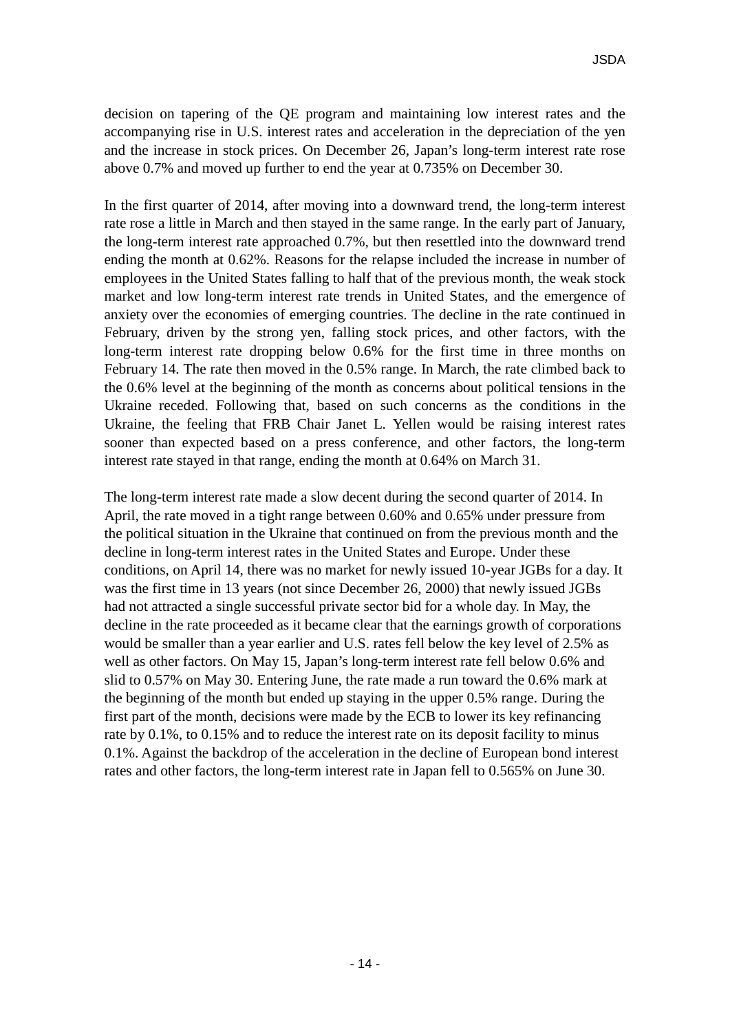decision on tapering of the QE program and maintaining low interest rates and the accompanying rise in U.S. interest rates and acceleration in the depreciation of the yen and the increase in stock prices. On December 26, Japan's long-term interest rate rose above 0.7% and moved up further to end the year at 0.735% on December 30.

In the first quarter of 2014, after moving into a downward trend, the long-term interest rate rose a little in March and then stayed in the same range. In the early part of January, the long-term interest rate approached 0.7%, but then resettled into the downward trend ending the month at 0.62%. Reasons for the relapse included the increase in number of employees in the United States falling to half that of the previous month, the weak stock market and low long-term interest rate trends in United States, and the emergence of anxiety over the economies of emerging countries. The decline in the rate continued in February, driven by the strong yen, falling stock prices, and other factors, with the long-term interest rate dropping below 0.6% for the first time in three months on February 14. The rate then moved in the 0.5% range. In March, the rate climbed back to the 0.6% level at the beginning of the month as concerns about political tensions in the Ukraine receded. Following that, based on such concerns as the conditions in the Ukraine, the feeling that FRB Chair Janet L. Yellen would be raising interest rates sooner than expected based on a press conference, and other factors, the long-term interest rate stayed in that range, ending the month at 0.64% on March 31.

The long-term interest rate made a slow decent during the second quarter of 2014. In April, the rate moved in a tight range between 0.60% and 0.65% under pressure from the political situation in the Ukraine that continued on from the previous month and the decline in long-term interest rates in the United States and Europe. Under these conditions, on April 14, there was no market for newly issued 10-year JGBs for a day. It was the first time in 13 years (not since December 26, 2000) that newly issued JGBs had not attracted a single successful private sector bid for a whole day. In May, the decline in the rate proceeded as it became clear that the earnings growth of corporations would be smaller than a year earlier and U.S. rates fell below the key level of 2.5% as well as other factors. On May 15, Japan's long-term interest rate fell below 0.6% and slid to 0.57% on May 30. Entering June, the rate made a run toward the 0.6% mark at the beginning of the month but ended up staying in the upper 0.5% range. During the first part of the month, decisions were made by the ECB to lower its key refinancing rate by 0.1%, to 0.15% and to reduce the interest rate on its deposit facility to minus 0.1%. Against the backdrop of the acceleration in the decline of European bond interest rates and other factors, the long-term interest rate in Japan fell to 0.565% on June 30.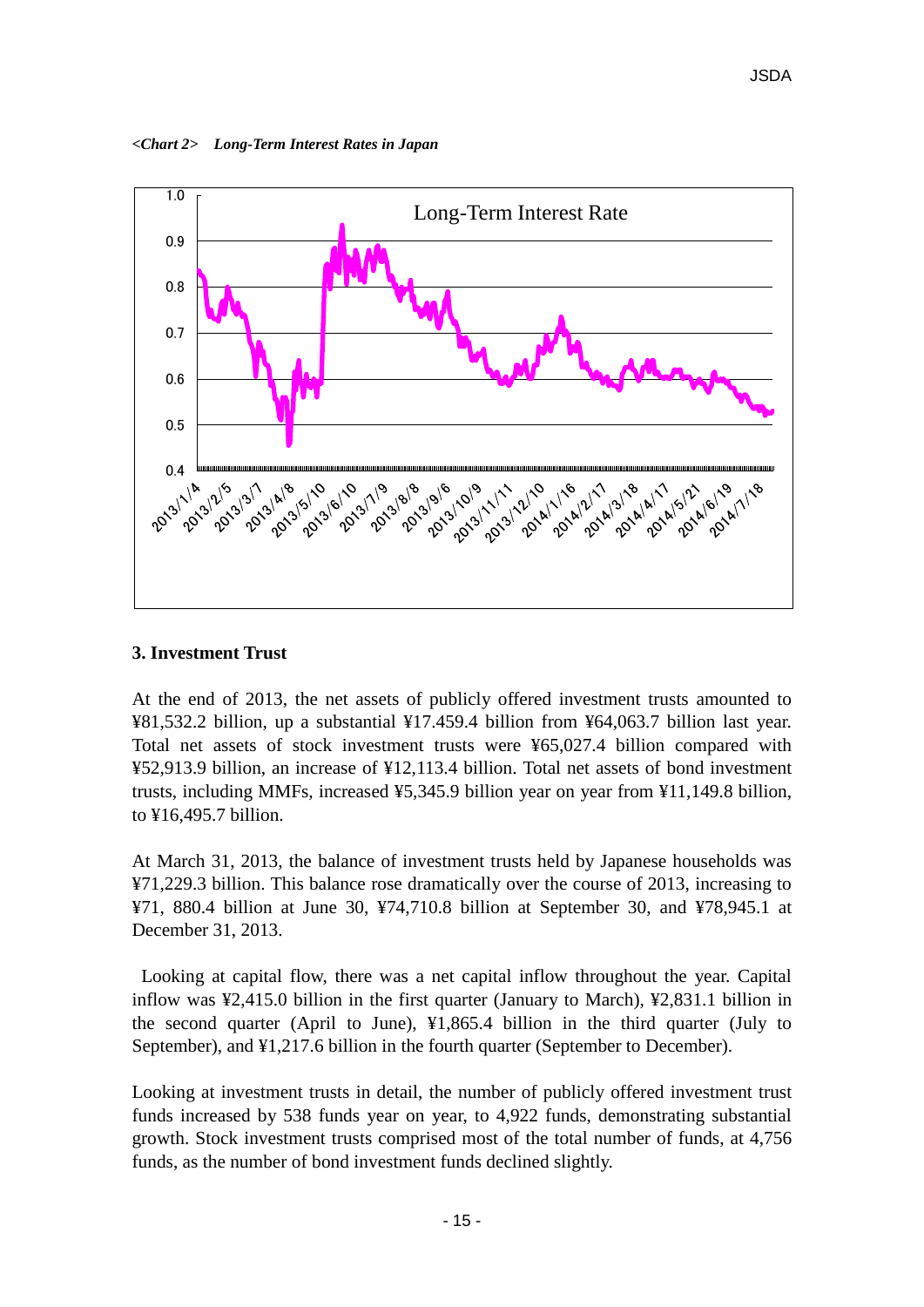*<Chart 2>　Long-Term Interest Rates in Japan*

### 3. Investment Trust

At the end of 2013, the net assets of publicly offered investment trusts amounted to ¥81,532.2 billion, up a substantial ¥17.459.4 billion from ¥64,063.7 billion last year. Total net assets of stock investment trusts were ¥65,027.4 billion compared with ¥52,913.9 billion, an increase of ¥12,113.4 billion. Total net assets of bond investment trusts, including MMFs, increased ¥5,345.9 billion year on year from ¥11,149.8 billion, to ¥16,495.7 billion.

At March 31, 2013, the balance of investment trusts held by Japanese households was ¥71,229.3 billion. This balance rose dramatically over the course of 2013, increasing to ¥71, 880.4 billion at June 30, ¥74,710.8 billion at September 30, and ¥78,945.1 at December 31, 2013.

Looking at capital flow, there was a net capital inflow throughout the year. Capital inflow was ¥2,415.0 billion in the first quarter (January to March), ¥2,831.1 billion in the second quarter (April to June), ¥1,865.4 billion in the third quarter (July to September), and ¥1,217.6 billion in the fourth quarter (September to December).

Looking at investment trusts in detail, the number of publicly offered investment trust funds increased by 538 funds year on year, to 4,922 funds, demonstrating substantial growth. Stock investment trusts comprised most of the total number of funds, at 4,756 funds, as the number of bond investment funds declined slightly.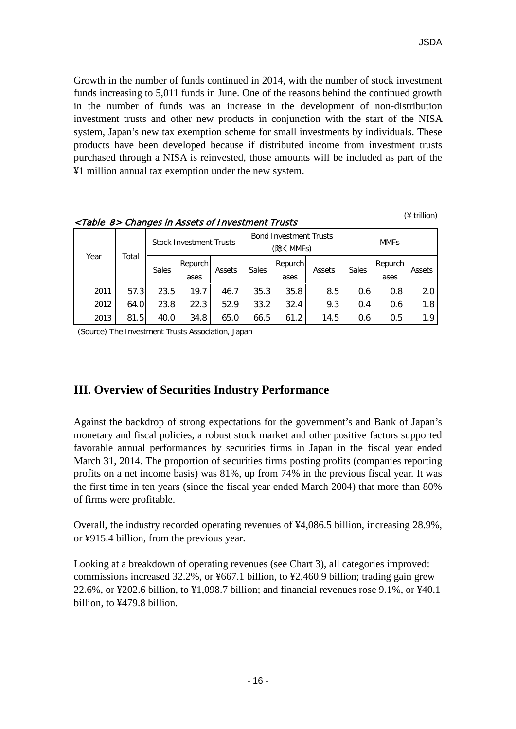Growth in the number of funds continued in 2014, with the number of stock investment funds increasing to 5,011 funds in June. One of the reasons behind the continued growth in the number of funds was an increase in the development of non-distribution investment trusts and other new products in conjunction with the start of the NISA system, Japan's new tax exemption scheme for small investments by individuals. These products have been developed because if distributed income from investment trusts purchased through a NISA is reinvested, those amounts will be included as part of the ¥1 million annual tax exemption under the new system.

*<Table 8> Changes in Assets of Investment Trusts*

(¥ trillion)

| Year | Total | Stock Investment Trusts | | | Bond Investment Trusts (除くMMFs) | | | MMFs | | |
|---|---|---|---|---|---|---|---|---|---|---|
| | | Sales | Repurchases | Assets | Sales | Repurchases | Assets | Sales | Repurchases | Assets |
| 2011 | 57.3 | 23.5 | 19.7 | 46.7 | 35.3 | 35.8 | 8.5 | 0.6 | 0.8 | 2.0 |
| 2012 | 64.0 | 23.8 | 22.3 | 52.9 | 33.2 | 32.4 | 9.3 | 0.4 | 0.6 | 1.8 |
| 2013 | 81.5 | 40.0 | 34.8 | 65.0 | 66.5 | 61.2 | 14.5 | 0.6 | 0.5 | 1.9 |

(Source) The Investment Trusts Association, Japan

## III. Overview of Securities Industry Performance

Against the backdrop of strong expectations for the government's and Bank of Japan's monetary and fiscal policies, a robust stock market and other positive factors supported favorable annual performances by securities firms in Japan in the fiscal year ended March 31, 2014. The proportion of securities firms posting profits (companies reporting profits on a net income basis) was 81%, up from 74% in the previous fiscal year. It was the first time in ten years (since the fiscal year ended March 2004) that more than 80% of firms were profitable.

Overall, the industry recorded operating revenues of ¥4,086.5 billion, increasing 28.9%, or ¥915.4 billion, from the previous year.

Looking at a breakdown of operating revenues (see Chart 3), all categories improved: commissions increased 32.2%, or ¥667.1 billion, to ¥2,460.9 billion; trading gain grew 22.6%, or ¥202.6 billion, to ¥1,098.7 billion; and financial revenues rose 9.1%, or ¥40.1 billion, to ¥479.8 billion.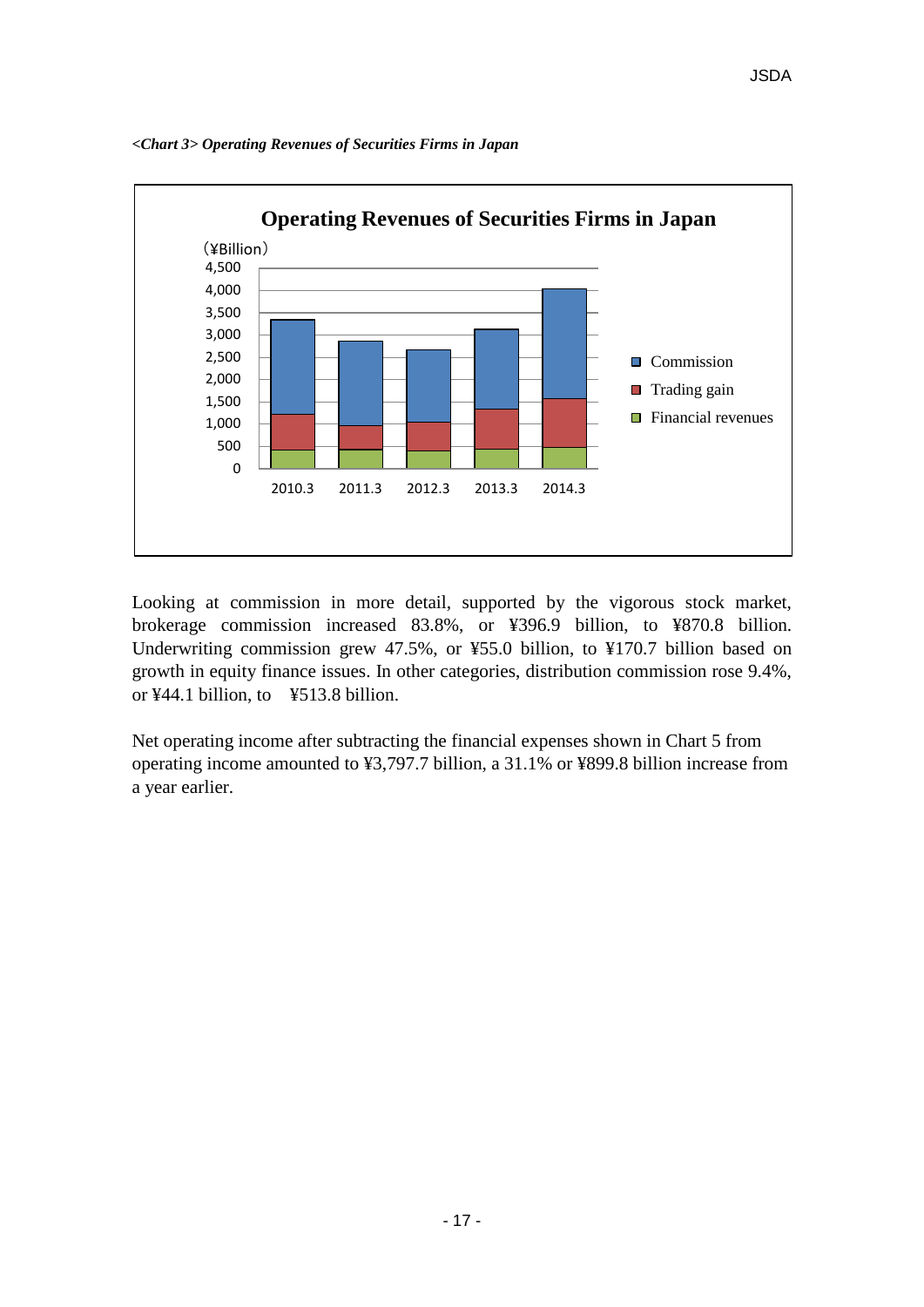*<Chart 3> Operating Revenues of Securities Firms in Japan*

Looking at commission in more detail, supported by the vigorous stock market, brokerage commission increased 83.8%, or ¥396.9 billion, to ¥870.8 billion. Underwriting commission grew 47.5%, or ¥55.0 billion, to ¥170.7 billion based on growth in equity finance issues. In other categories, distribution commission rose 9.4%, or ¥44.1 billion, to ¥513.8 billion.

Net operating income after subtracting the financial expenses shown in Chart 5 from operating income amounted to ¥3,797.7 billion, a 31.1% or ¥899.8 billion increase from a year earlier.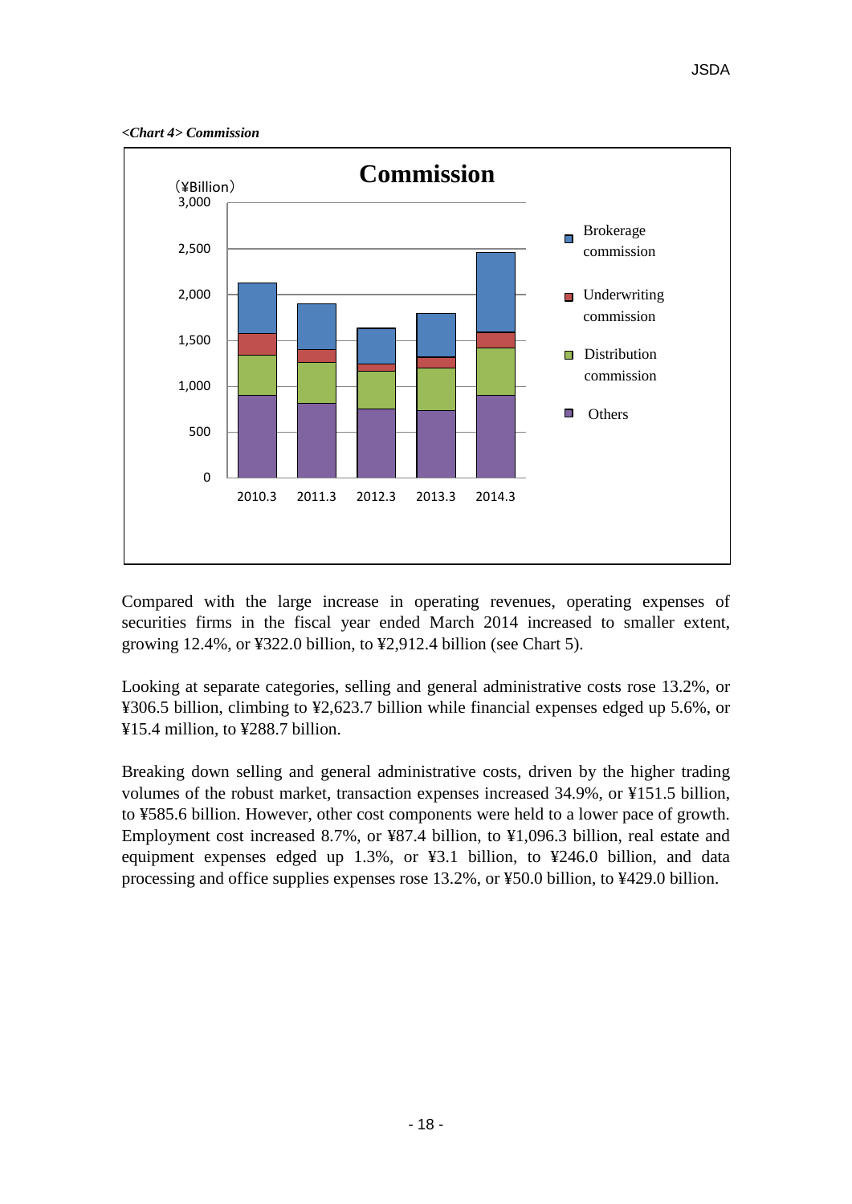*<Chart 4> Commission*

Compared with the large increase in operating revenues, operating expenses of securities firms in the fiscal year ended March 2014 increased to smaller extent, growing 12.4%, or ¥322.0 billion, to ¥2,912.4 billion (see Chart 5).

Looking at separate categories, selling and general administrative costs rose 13.2%, or ¥306.5 billion, climbing to ¥2,623.7 billion while financial expenses edged up 5.6%, or ¥15.4 million, to ¥288.7 billion.

Breaking down selling and general administrative costs, driven by the higher trading volumes of the robust market, transaction expenses increased 34.9%, or ¥151.5 billion, to ¥585.6 billion. However, other cost components were held to a lower pace of growth. Employment cost increased 8.7%, or ¥87.4 billion, to ¥1,096.3 billion, real estate and equipment expenses edged up 1.3%, or ¥3.1 billion, to ¥246.0 billion, and data processing and office supplies expenses rose 13.2%, or ¥50.0 billion, to ¥429.0 billion.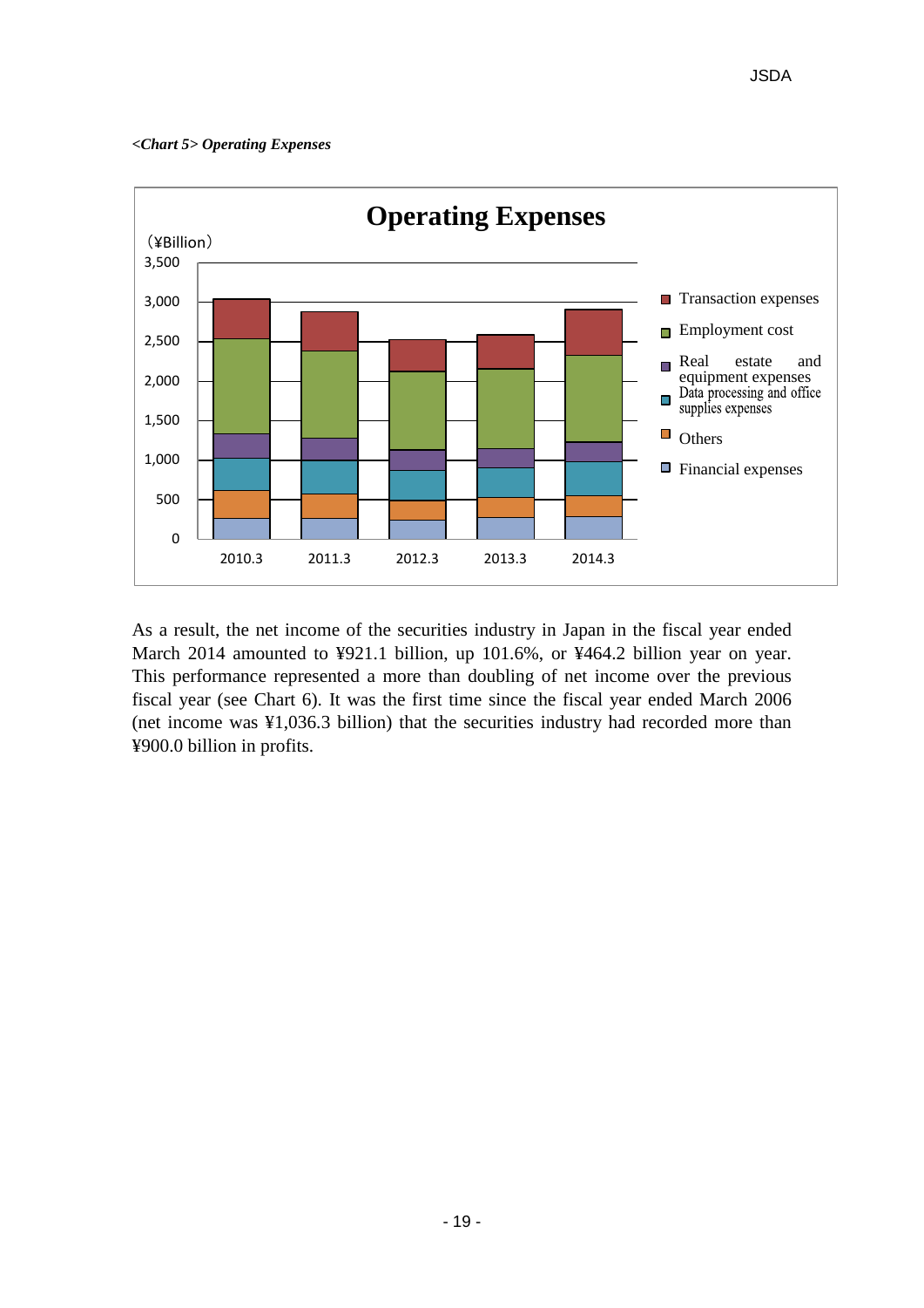*<Chart 5> Operating Expenses*

As a result, the net income of the securities industry in Japan in the fiscal year ended March 2014 amounted to ¥921.1 billion, up 101.6%, or ¥464.2 billion year on year. This performance represented a more than doubling of net income over the previous fiscal year (see Chart 6). It was the first time since the fiscal year ended March 2006 (net income was ¥1,036.3 billion) that the securities industry had recorded more than ¥900.0 billion in profits.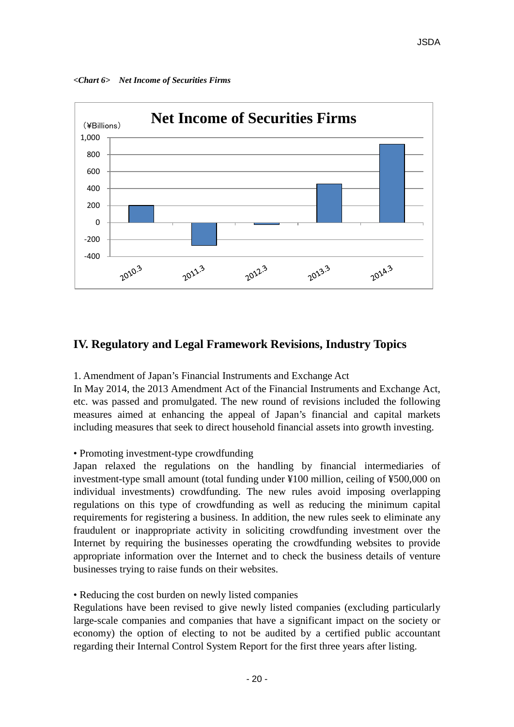*<Chart 6>　Net Income of Securities Firms*

## IV. Regulatory and Legal Framework Revisions, Industry Topics

1. Amendment of Japan's Financial Instruments and Exchange Act

In May 2014, the 2013 Amendment Act of the Financial Instruments and Exchange Act, etc. was passed and promulgated. The new round of revisions included the following measures aimed at enhancing the appeal of Japan's financial and capital markets including measures that seek to direct household financial assets into growth investing.

• Promoting investment-type crowdfunding

Japan relaxed the regulations on the handling by financial intermediaries of investment-type small amount (total funding under ¥100 million, ceiling of ¥500,000 on individual investments) crowdfunding. The new rules avoid imposing overlapping regulations on this type of crowdfunding as well as reducing the minimum capital requirements for registering a business. In addition, the new rules seek to eliminate any fraudulent or inappropriate activity in soliciting crowdfunding investment over the Internet by requiring the businesses operating the crowdfunding websites to provide appropriate information over the Internet and to check the business details of venture businesses trying to raise funds on their websites.

• Reducing the cost burden on newly listed companies

Regulations have been revised to give newly listed companies (excluding particularly large-scale companies and companies that have a significant impact on the society or economy) the option of electing to not be audited by a certified public accountant regarding their Internal Control System Report for the first three years after listing.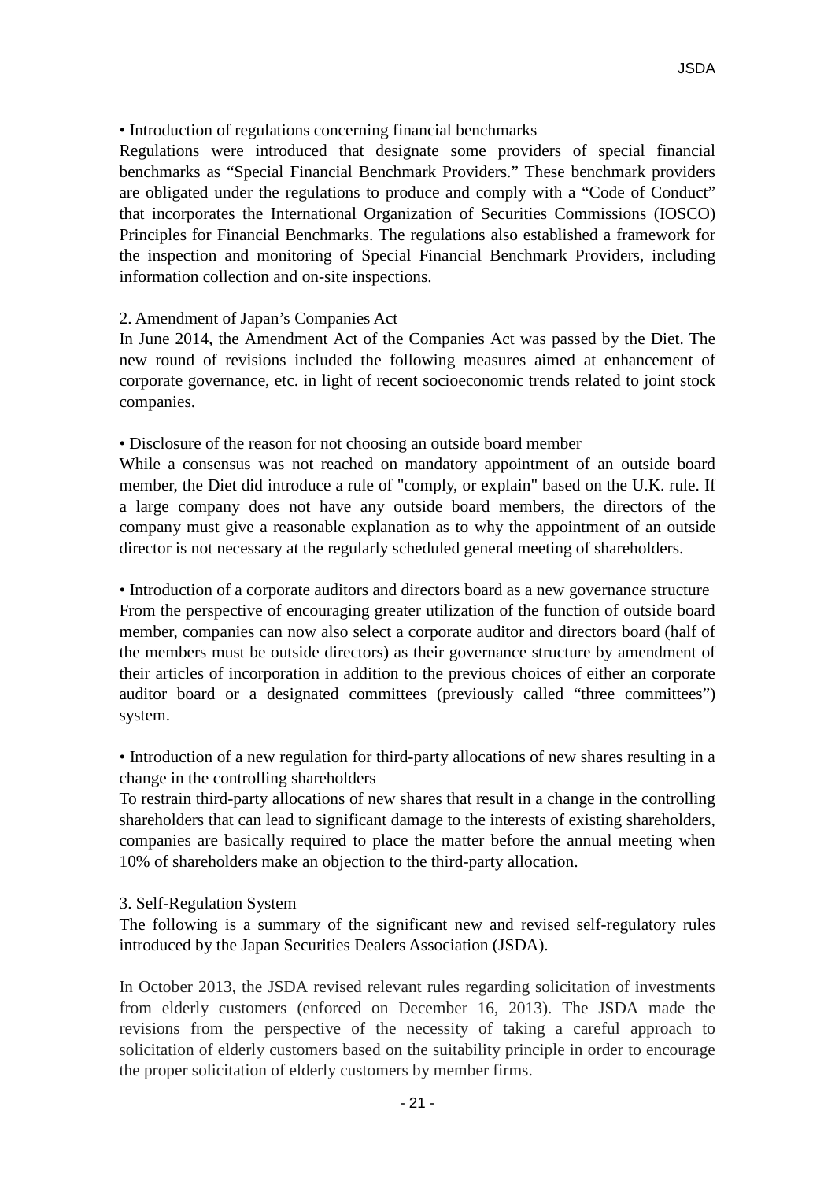• Introduction of regulations concerning financial benchmarks

Regulations were introduced that designate some providers of special financial benchmarks as “Special Financial Benchmark Providers.” These benchmark providers are obligated under the regulations to produce and comply with a “Code of Conduct” that incorporates the International Organization of Securities Commissions (IOSCO) Principles for Financial Benchmarks. The regulations also established a framework for the inspection and monitoring of Special Financial Benchmark Providers, including information collection and on-site inspections.

2. Amendment of Japan’s Companies Act

In June 2014, the Amendment Act of the Companies Act was passed by the Diet. The new round of revisions included the following measures aimed at enhancement of corporate governance, etc. in light of recent socioeconomic trends related to joint stock companies.

• Disclosure of the reason for not choosing an outside board member

While a consensus was not reached on mandatory appointment of an outside board member, the Diet did introduce a rule of "comply, or explain" based on the U.K. rule. If a large company does not have any outside board members, the directors of the company must give a reasonable explanation as to why the appointment of an outside director is not necessary at the regularly scheduled general meeting of shareholders.

• Introduction of a corporate auditors and directors board as a new governance structure

From the perspective of encouraging greater utilization of the function of outside board member, companies can now also select a corporate auditor and directors board (half of the members must be outside directors) as their governance structure by amendment of their articles of incorporation in addition to the previous choices of either an corporate auditor board or a designated committees (previously called “three committees”) system.

• Introduction of a new regulation for third-party allocations of new shares resulting in a change in the controlling shareholders

To restrain third-party allocations of new shares that result in a change in the controlling shareholders that can lead to significant damage to the interests of existing shareholders, companies are basically required to place the matter before the annual meeting when 10% of shareholders make an objection to the third-party allocation.

3. Self-Regulation System

The following is a summary of the significant new and revised self-regulatory rules introduced by the Japan Securities Dealers Association (JSDA).

In October 2013, the JSDA revised relevant rules regarding solicitation of investments from elderly customers (enforced on December 16, 2013). The JSDA made the revisions from the perspective of the necessity of taking a careful approach to solicitation of elderly customers based on the suitability principle in order to encourage the proper solicitation of elderly customers by member firms.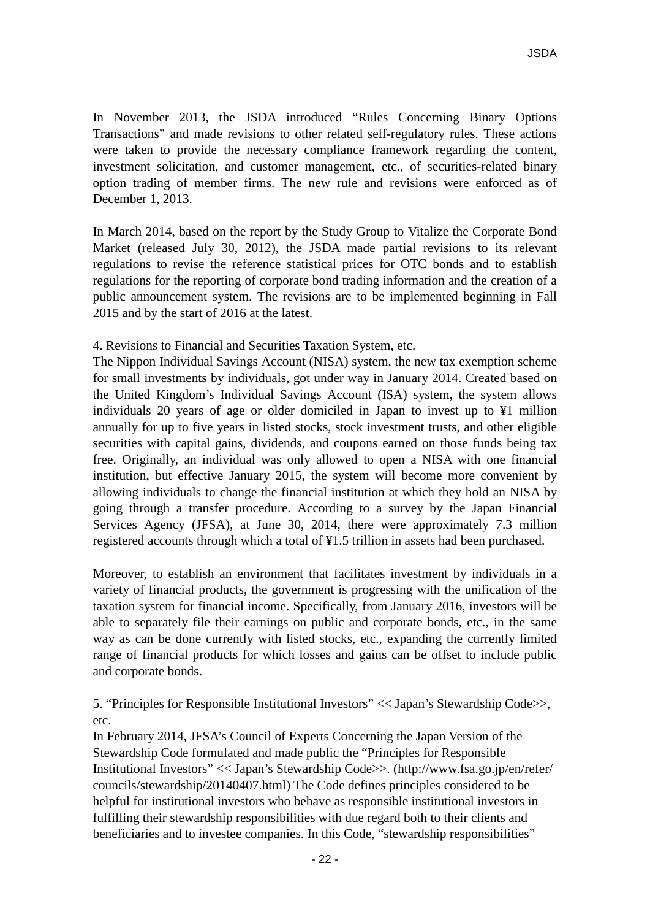In November 2013, the JSDA introduced “Rules Concerning Binary Options Transactions” and made revisions to other related self-regulatory rules. These actions were taken to provide the necessary compliance framework regarding the content, investment solicitation, and customer management, etc., of securities-related binary option trading of member firms. The new rule and revisions were enforced as of December 1, 2013.

In March 2014, based on the report by the Study Group to Vitalize the Corporate Bond Market (released July 30, 2012), the JSDA made partial revisions to its relevant regulations to revise the reference statistical prices for OTC bonds and to establish regulations for the reporting of corporate bond trading information and the creation of a public announcement system. The revisions are to be implemented beginning in Fall 2015 and by the start of 2016 at the latest.

### 4. Revisions to Financial and Securities Taxation System, etc.

The Nippon Individual Savings Account (NISA) system, the new tax exemption scheme for small investments by individuals, got under way in January 2014. Created based on the United Kingdom’s Individual Savings Account (ISA) system, the system allows individuals 20 years of age or older domiciled in Japan to invest up to ¥1 million annually for up to five years in listed stocks, stock investment trusts, and other eligible securities with capital gains, dividends, and coupons earned on those funds being tax free. Originally, an individual was only allowed to open a NISA with one financial institution, but effective January 2015, the system will become more convenient by allowing individuals to change the financial institution at which they hold an NISA by going through a transfer procedure. According to a survey by the Japan Financial Services Agency (JFSA), at June 30, 2014, there were approximately 7.3 million registered accounts through which a total of ¥1.5 trillion in assets had been purchased.

Moreover, to establish an environment that facilitates investment by individuals in a variety of financial products, the government is progressing with the unification of the taxation system for financial income. Specifically, from January 2016, investors will be able to separately file their earnings on public and corporate bonds, etc., in the same way as can be done currently with listed stocks, etc., expanding the currently limited range of financial products for which losses and gains can be offset to include public and corporate bonds.

### 5. “Principles for Responsible Institutional Investors” << Japan’s Stewardship Code>>, etc.

In February 2014, JFSA’s Council of Experts Concerning the Japan Version of the Stewardship Code formulated and made public the “Principles for Responsible Institutional Investors” << Japan’s Stewardship Code>>. (http://www.fsa.go.jp/en/refer/councils/stewardship/20140407.html) The Code defines principles considered to be helpful for institutional investors who behave as responsible institutional investors in fulfilling their stewardship responsibilities with due regard both to their clients and beneficiaries and to investee companies. In this Code, “stewardship responsibilities”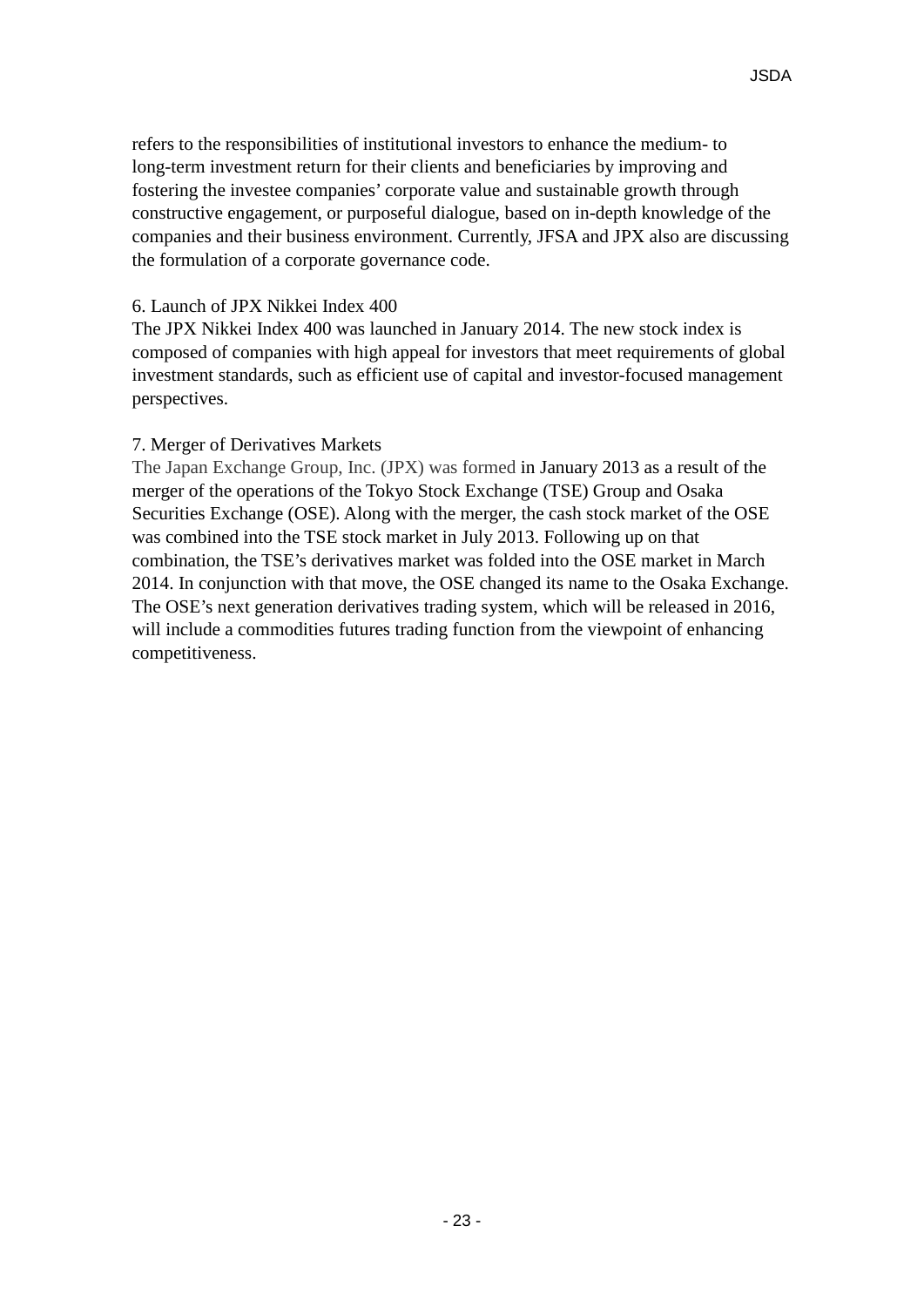refers to the responsibilities of institutional investors to enhance the medium- to long-term investment return for their clients and beneficiaries by improving and fostering the investee companies' corporate value and sustainable growth through constructive engagement, or purposeful dialogue, based on in-depth knowledge of the companies and their business environment. Currently, JFSA and JPX also are discussing the formulation of a corporate governance code.

6. Launch of JPX Nikkei Index 400

The JPX Nikkei Index 400 was launched in January 2014. The new stock index is composed of companies with high appeal for investors that meet requirements of global investment standards, such as efficient use of capital and investor-focused management perspectives.

7. Merger of Derivatives Markets

The Japan Exchange Group, Inc. (JPX) was formed in January 2013 as a result of the merger of the operations of the Tokyo Stock Exchange (TSE) Group and Osaka Securities Exchange (OSE). Along with the merger, the cash stock market of the OSE was combined into the TSE stock market in July 2013. Following up on that combination, the TSE's derivatives market was folded into the OSE market in March 2014. In conjunction with that move, the OSE changed its name to the Osaka Exchange. The OSE's next generation derivatives trading system, which will be released in 2016, will include a commodities futures trading function from the viewpoint of enhancing competitiveness.